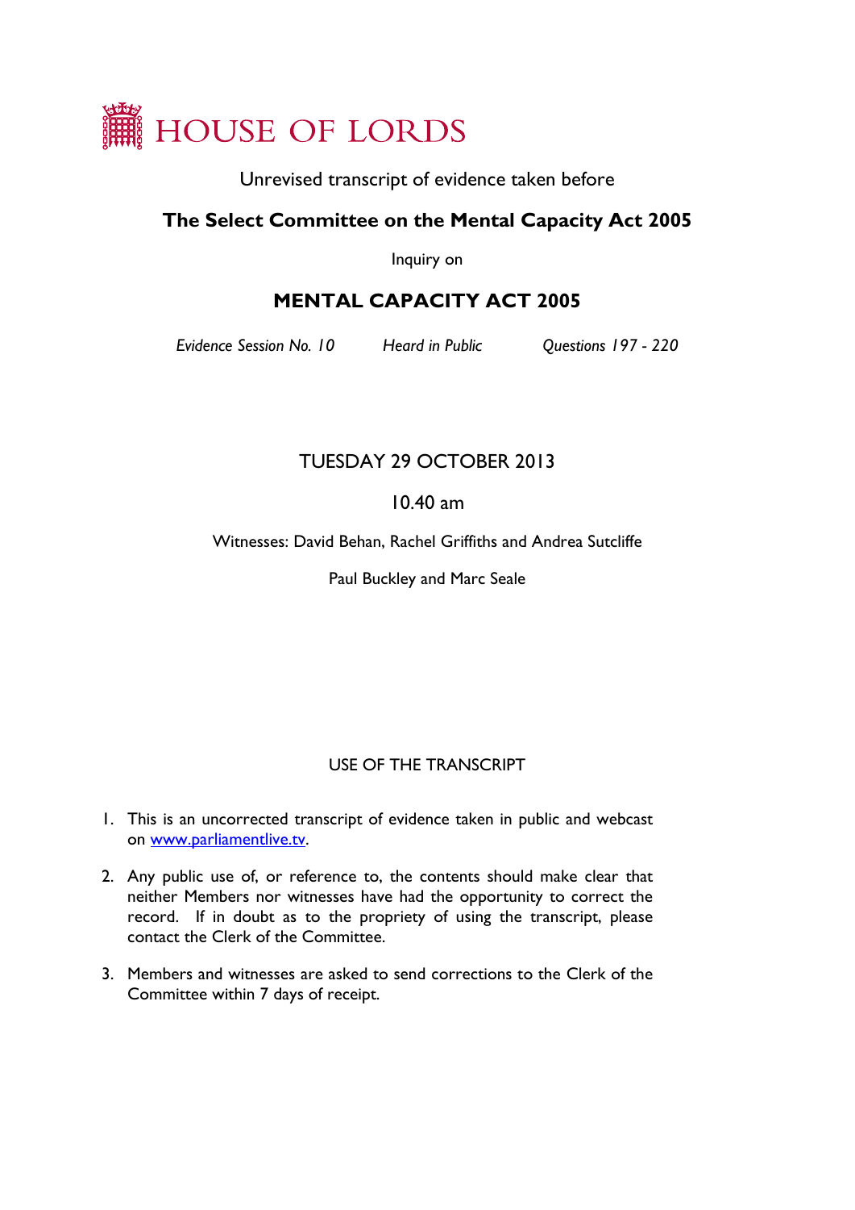# HOUSE OF LORDS

Unrevised transcript of evidence taken before

## The Select Committee on the Mental Capacity Act 2005

Inquiry on

## MENTAL CAPACITY ACT 2005

*Evidence Session No. 10* *Heard in Public* *Questions 197 - 220*

TUESDAY 29 OCTOBER 2013

10.40 am

Witnesses: David Behan, Rachel Griffiths and Andrea Sutcliffe

Paul Buckley and Marc Seale

USE OF THE TRANSCRIPT

1. This is an uncorrected transcript of evidence taken in public and webcast on www.parliamentlive.tv.

2. Any public use of, or reference to, the contents should make clear that neither Members nor witnesses have had the opportunity to correct the record. If in doubt as to the propriety of using the transcript, please contact the Clerk of the Committee.

3. Members and witnesses are asked to send corrections to the Clerk of the Committee within 7 days of receipt.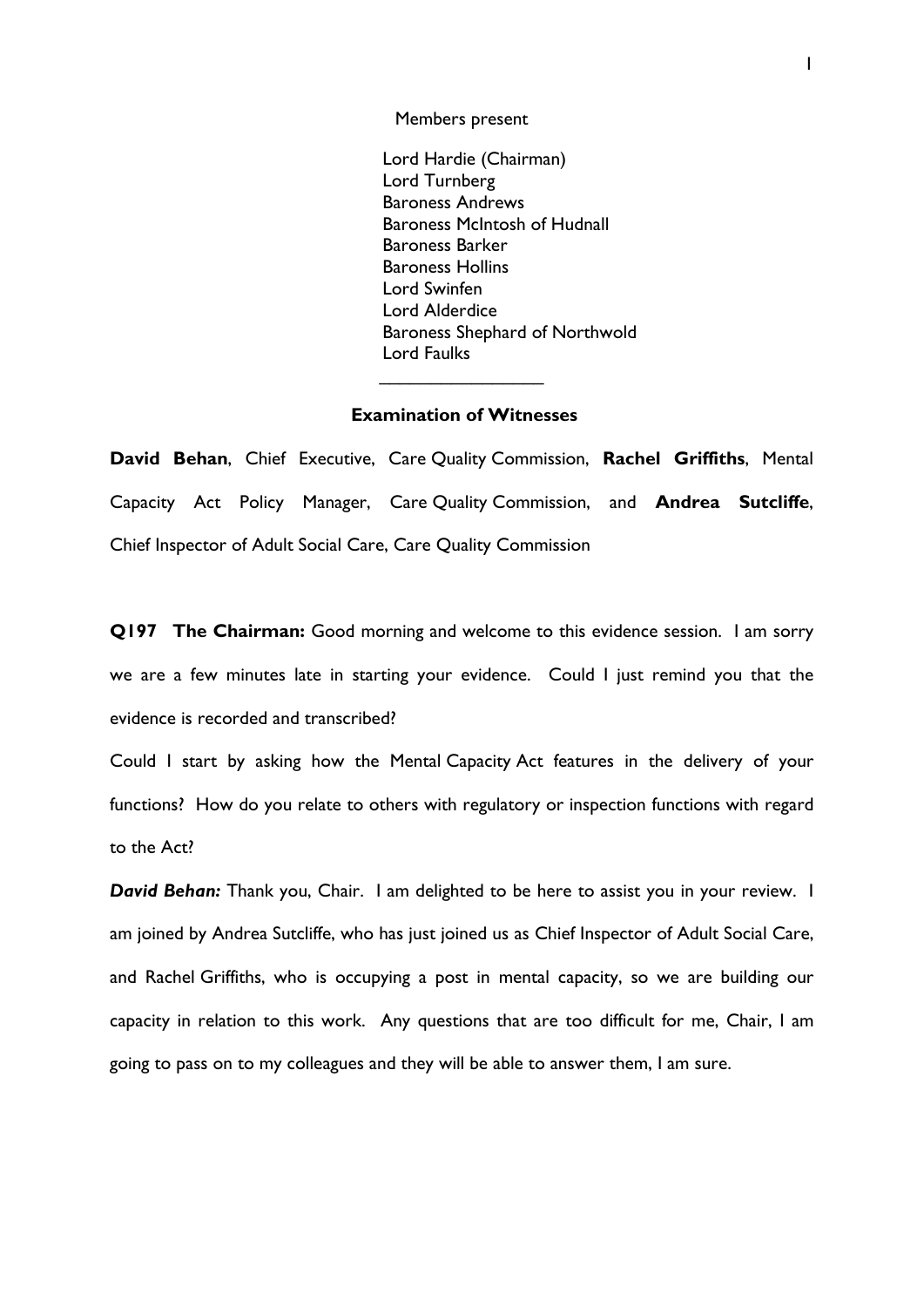Members present

Lord Hardie (Chairman)
Lord Turnberg
Baroness Andrews
Baroness McIntosh of Hudnall
Baroness Barker
Baroness Hollins
Lord Swinfen
Lord Alderdice
Baroness Shephard of Northwold
Lord Faulks

________________

**Examination of Witnesses**

**David Behan**, Chief Executive, Care Quality Commission, **Rachel Griffiths**, Mental Capacity Act Policy Manager, Care Quality Commission, and **Andrea Sutcliffe**, Chief Inspector of Adult Social Care, Care Quality Commission

**Q197 The Chairman:** Good morning and welcome to this evidence session. I am sorry we are a few minutes late in starting your evidence. Could I just remind you that the evidence is recorded and transcribed?

Could I start by asking how the Mental Capacity Act features in the delivery of your functions? How do you relate to others with regulatory or inspection functions with regard to the Act?

***David Behan:*** Thank you, Chair. I am delighted to be here to assist you in your review. I am joined by Andrea Sutcliffe, who has just joined us as Chief Inspector of Adult Social Care, and Rachel Griffiths, who is occupying a post in mental capacity, so we are building our capacity in relation to this work. Any questions that are too difficult for me, Chair, I am going to pass on to my colleagues and they will be able to answer them, I am sure.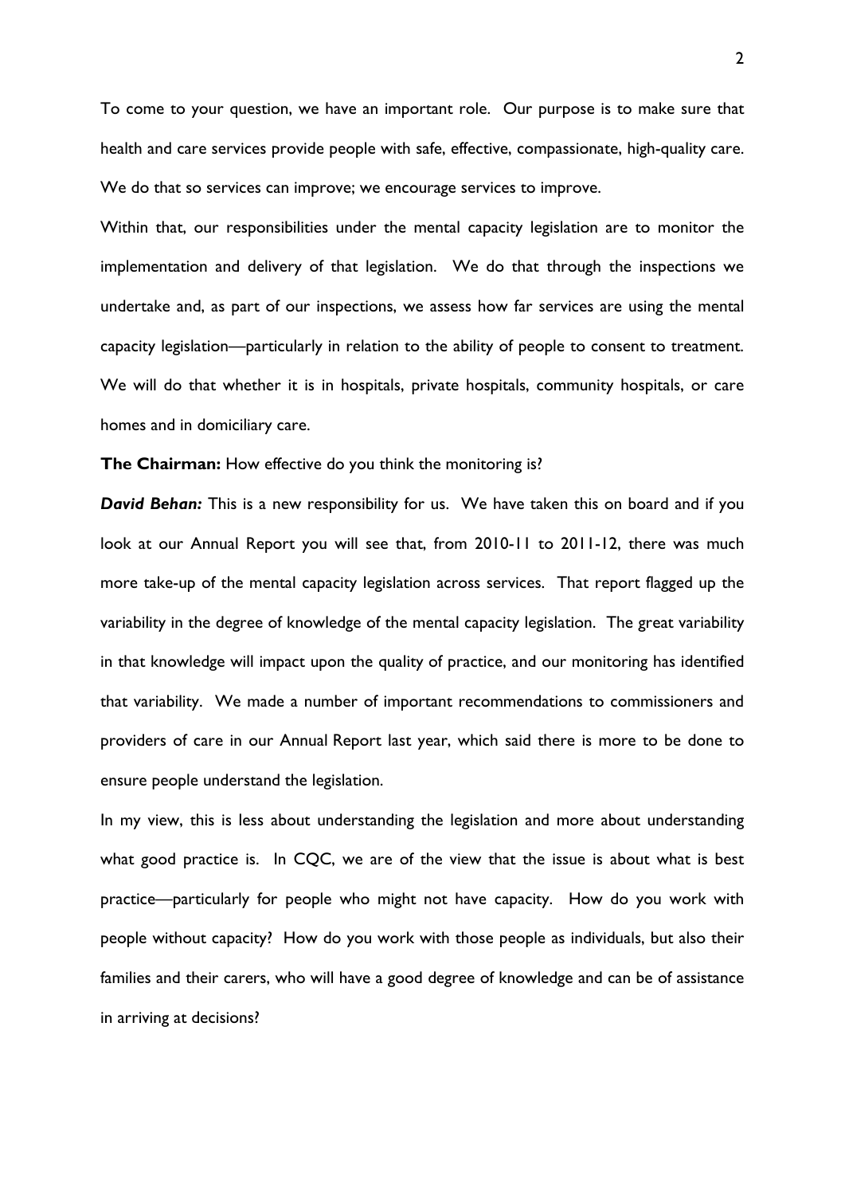To come to your question, we have an important role. Our purpose is to make sure that health and care services provide people with safe, effective, compassionate, high-quality care. We do that so services can improve; we encourage services to improve.

Within that, our responsibilities under the mental capacity legislation are to monitor the implementation and delivery of that legislation. We do that through the inspections we undertake and, as part of our inspections, we assess how far services are using the mental capacity legislation—particularly in relation to the ability of people to consent to treatment. We will do that whether it is in hospitals, private hospitals, community hospitals, or care homes and in domiciliary care.

**The Chairman:** How effective do you think the monitoring is?

***David Behan:*** This is a new responsibility for us. We have taken this on board and if you look at our Annual Report you will see that, from 2010-11 to 2011-12, there was much more take-up of the mental capacity legislation across services. That report flagged up the variability in the degree of knowledge of the mental capacity legislation. The great variability in that knowledge will impact upon the quality of practice, and our monitoring has identified that variability. We made a number of important recommendations to commissioners and providers of care in our Annual Report last year, which said there is more to be done to ensure people understand the legislation.

In my view, this is less about understanding the legislation and more about understanding what good practice is. In CQC, we are of the view that the issue is about what is best practice—particularly for people who might not have capacity. How do you work with people without capacity? How do you work with those people as individuals, but also their families and their carers, who will have a good degree of knowledge and can be of assistance in arriving at decisions?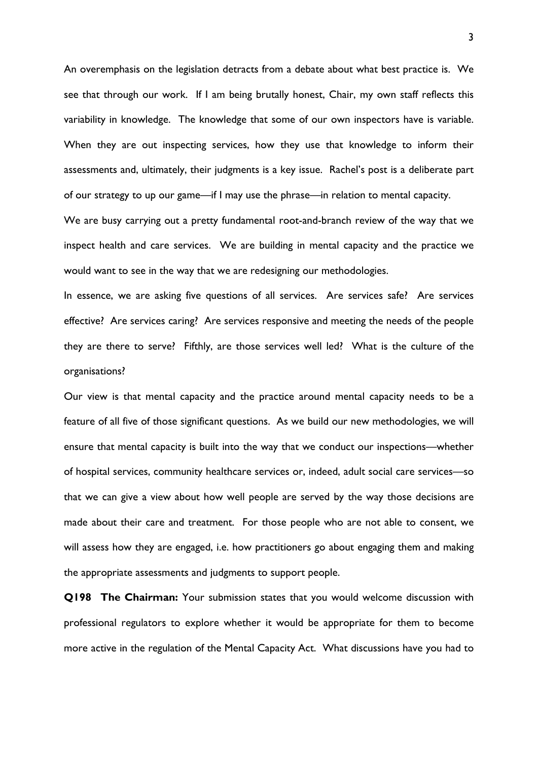An overemphasis on the legislation detracts from a debate about what best practice is. We see that through our work. If I am being brutally honest, Chair, my own staff reflects this variability in knowledge. The knowledge that some of our own inspectors have is variable. When they are out inspecting services, how they use that knowledge to inform their assessments and, ultimately, their judgments is a key issue. Rachel's post is a deliberate part of our strategy to up our game—if I may use the phrase—in relation to mental capacity.

We are busy carrying out a pretty fundamental root-and-branch review of the way that we inspect health and care services. We are building in mental capacity and the practice we would want to see in the way that we are redesigning our methodologies.

In essence, we are asking five questions of all services. Are services safe? Are services effective? Are services caring? Are services responsive and meeting the needs of the people they are there to serve? Fifthly, are those services well led? What is the culture of the organisations?

Our view is that mental capacity and the practice around mental capacity needs to be a feature of all five of those significant questions. As we build our new methodologies, we will ensure that mental capacity is built into the way that we conduct our inspections—whether of hospital services, community healthcare services or, indeed, adult social care services—so that we can give a view about how well people are served by the way those decisions are made about their care and treatment. For those people who are not able to consent, we will assess how they are engaged, i.e. how practitioners go about engaging them and making the appropriate assessments and judgments to support people.

**Q198 The Chairman:** Your submission states that you would welcome discussion with professional regulators to explore whether it would be appropriate for them to become more active in the regulation of the Mental Capacity Act. What discussions have you had to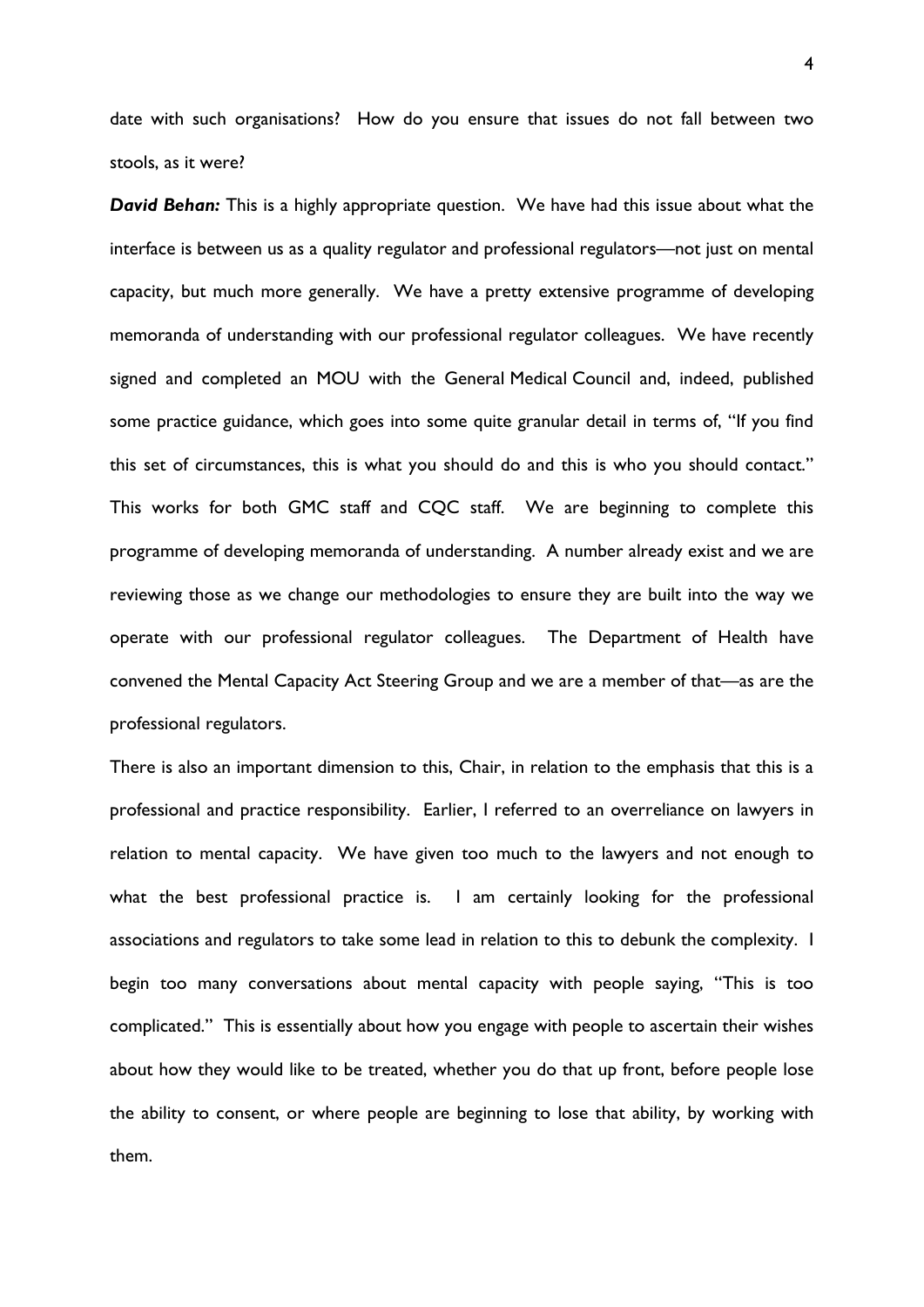date with such organisations? How do you ensure that issues do not fall between two stools, as it were?

***David Behan:*** This is a highly appropriate question. We have had this issue about what the interface is between us as a quality regulator and professional regulators—not just on mental capacity, but much more generally. We have a pretty extensive programme of developing memoranda of understanding with our professional regulator colleagues. We have recently signed and completed an MOU with the General Medical Council and, indeed, published some practice guidance, which goes into some quite granular detail in terms of, "If you find this set of circumstances, this is what you should do and this is who you should contact." This works for both GMC staff and CQC staff. We are beginning to complete this programme of developing memoranda of understanding. A number already exist and we are reviewing those as we change our methodologies to ensure they are built into the way we operate with our professional regulator colleagues. The Department of Health have convened the Mental Capacity Act Steering Group and we are a member of that—as are the professional regulators.

There is also an important dimension to this, Chair, in relation to the emphasis that this is a professional and practice responsibility. Earlier, I referred to an overreliance on lawyers in relation to mental capacity. We have given too much to the lawyers and not enough to what the best professional practice is. I am certainly looking for the professional associations and regulators to take some lead in relation to this to debunk the complexity. I begin too many conversations about mental capacity with people saying, "This is too complicated." This is essentially about how you engage with people to ascertain their wishes about how they would like to be treated, whether you do that up front, before people lose the ability to consent, or where people are beginning to lose that ability, by working with them.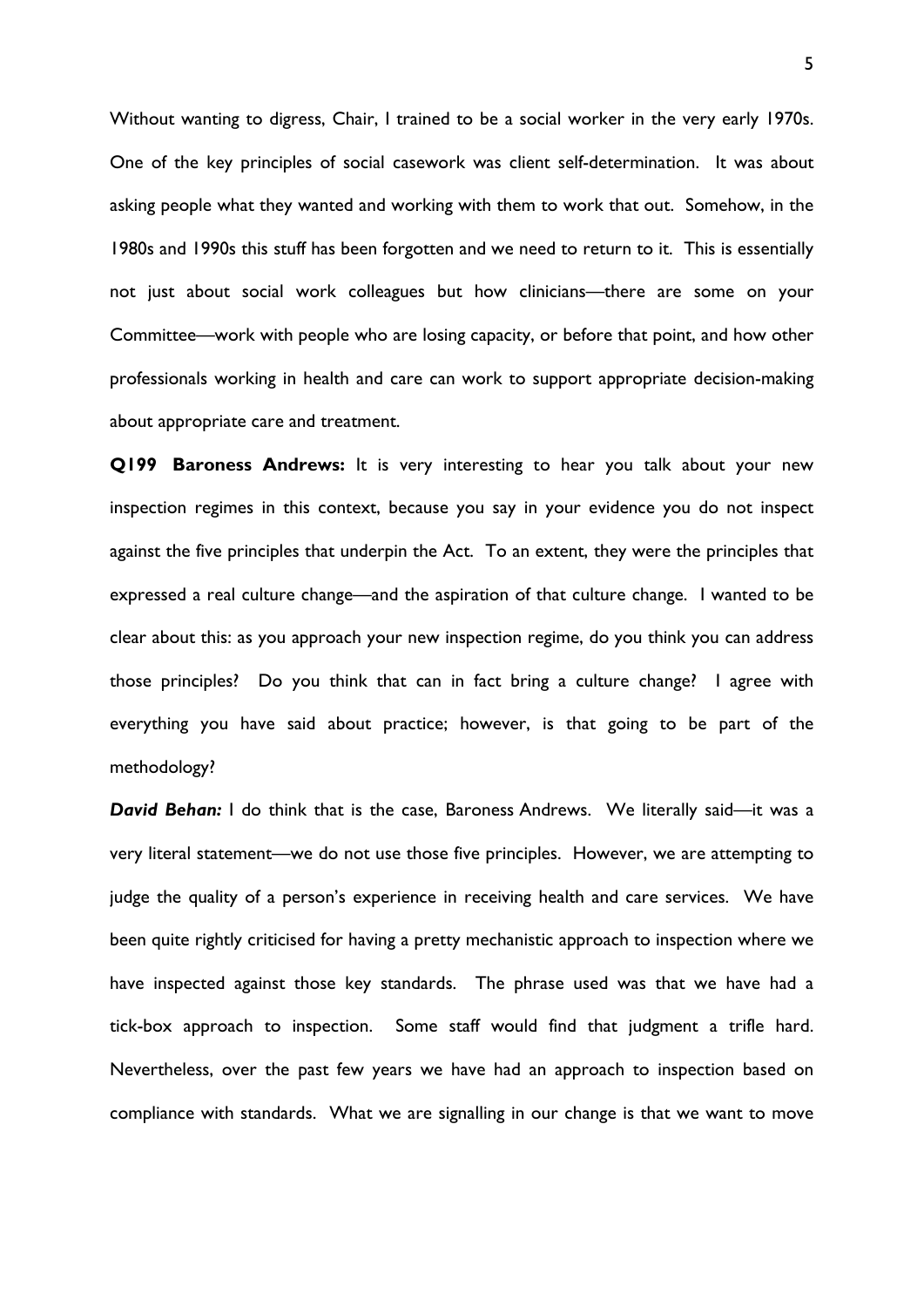Without wanting to digress, Chair, I trained to be a social worker in the very early 1970s. One of the key principles of social casework was client self-determination. It was about asking people what they wanted and working with them to work that out. Somehow, in the 1980s and 1990s this stuff has been forgotten and we need to return to it. This is essentially not just about social work colleagues but how clinicians—there are some on your Committee—work with people who are losing capacity, or before that point, and how other professionals working in health and care can work to support appropriate decision-making about appropriate care and treatment.

**Q199 Baroness Andrews:** It is very interesting to hear you talk about your new inspection regimes in this context, because you say in your evidence you do not inspect against the five principles that underpin the Act. To an extent, they were the principles that expressed a real culture change—and the aspiration of that culture change. I wanted to be clear about this: as you approach your new inspection regime, do you think you can address those principles? Do you think that can in fact bring a culture change? I agree with everything you have said about practice; however, is that going to be part of the methodology?

***David Behan:*** I do think that is the case, Baroness Andrews. We literally said—it was a very literal statement—we do not use those five principles. However, we are attempting to judge the quality of a person's experience in receiving health and care services. We have been quite rightly criticised for having a pretty mechanistic approach to inspection where we have inspected against those key standards. The phrase used was that we have had a tick-box approach to inspection. Some staff would find that judgment a trifle hard. Nevertheless, over the past few years we have had an approach to inspection based on compliance with standards. What we are signalling in our change is that we want to move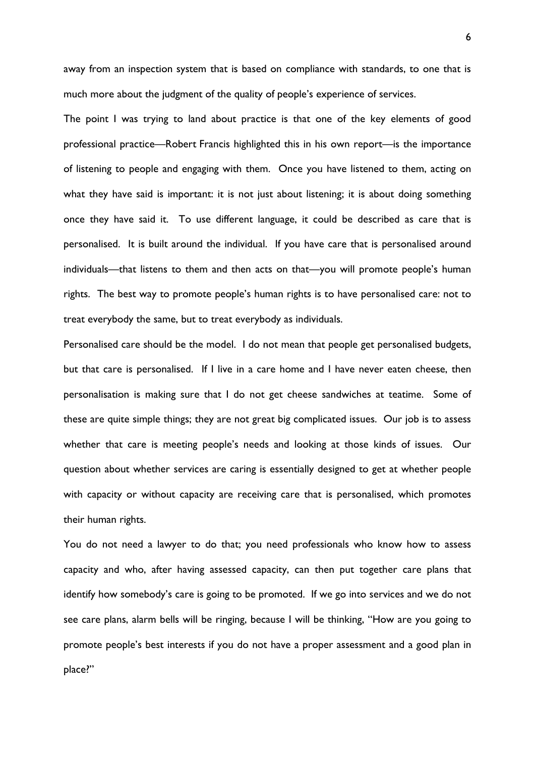away from an inspection system that is based on compliance with standards, to one that is much more about the judgment of the quality of people's experience of services.

The point I was trying to land about practice is that one of the key elements of good professional practice—Robert Francis highlighted this in his own report—is the importance of listening to people and engaging with them. Once you have listened to them, acting on what they have said is important: it is not just about listening; it is about doing something once they have said it. To use different language, it could be described as care that is personalised. It is built around the individual. If you have care that is personalised around individuals—that listens to them and then acts on that—you will promote people's human rights. The best way to promote people's human rights is to have personalised care: not to treat everybody the same, but to treat everybody as individuals.

Personalised care should be the model. I do not mean that people get personalised budgets, but that care is personalised. If I live in a care home and I have never eaten cheese, then personalisation is making sure that I do not get cheese sandwiches at teatime. Some of these are quite simple things; they are not great big complicated issues. Our job is to assess whether that care is meeting people's needs and looking at those kinds of issues. Our question about whether services are caring is essentially designed to get at whether people with capacity or without capacity are receiving care that is personalised, which promotes their human rights.

You do not need a lawyer to do that; you need professionals who know how to assess capacity and who, after having assessed capacity, can then put together care plans that identify how somebody's care is going to be promoted. If we go into services and we do not see care plans, alarm bells will be ringing, because I will be thinking, "How are you going to promote people's best interests if you do not have a proper assessment and a good plan in place?"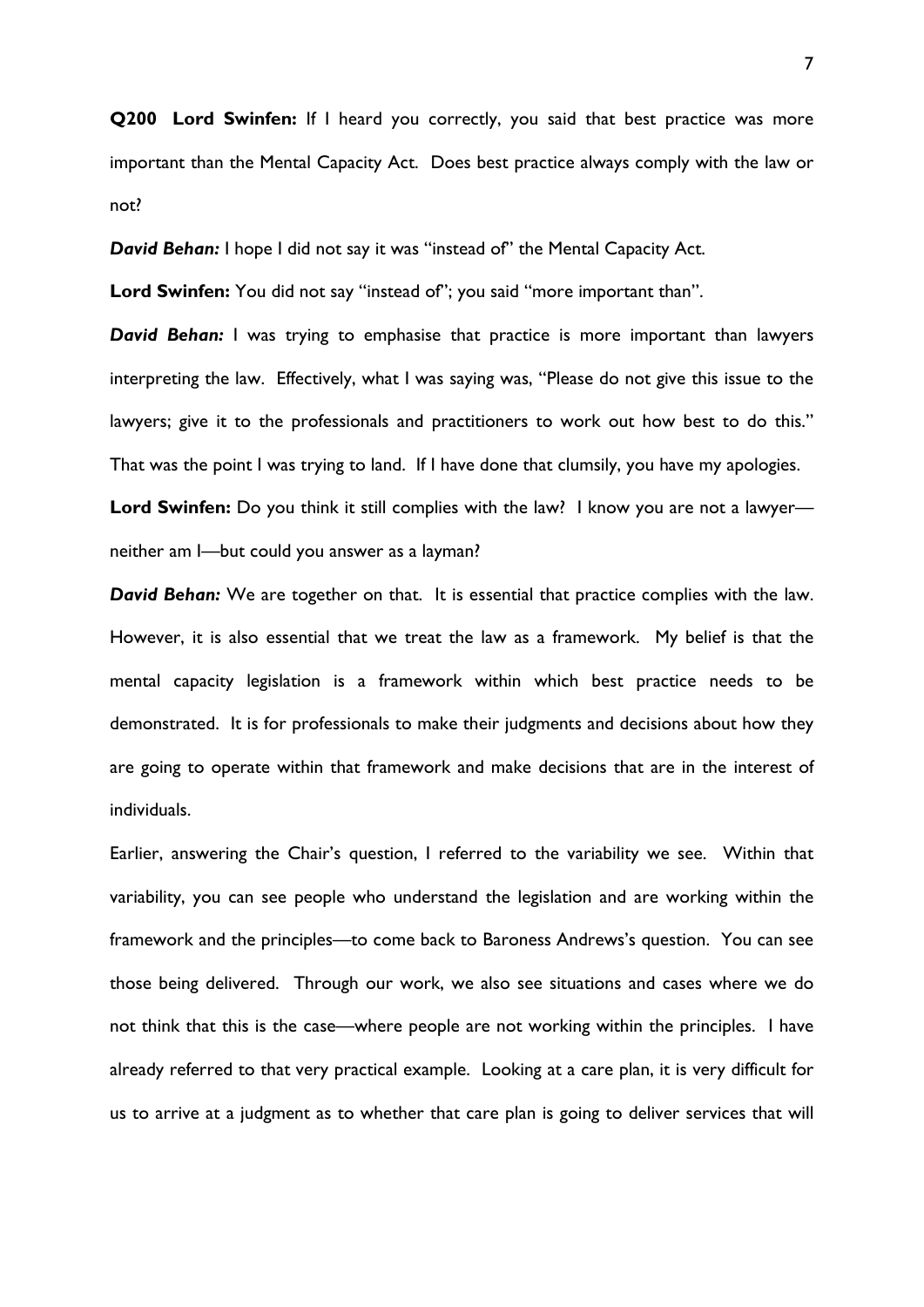**Q200 Lord Swinfen:** If I heard you correctly, you said that best practice was more important than the Mental Capacity Act. Does best practice always comply with the law or not?

***David Behan:*** I hope I did not say it was "instead of" the Mental Capacity Act.

**Lord Swinfen:** You did not say "instead of"; you said "more important than".

***David Behan:*** I was trying to emphasise that practice is more important than lawyers interpreting the law. Effectively, what I was saying was, "Please do not give this issue to the lawyers; give it to the professionals and practitioners to work out how best to do this." That was the point I was trying to land. If I have done that clumsily, you have my apologies.

**Lord Swinfen:** Do you think it still complies with the law? I know you are not a lawyer—neither am I—but could you answer as a layman?

***David Behan:*** We are together on that. It is essential that practice complies with the law. However, it is also essential that we treat the law as a framework. My belief is that the mental capacity legislation is a framework within which best practice needs to be demonstrated. It is for professionals to make their judgments and decisions about how they are going to operate within that framework and make decisions that are in the interest of individuals.

Earlier, answering the Chair's question, I referred to the variability we see. Within that variability, you can see people who understand the legislation and are working within the framework and the principles—to come back to Baroness Andrews's question. You can see those being delivered. Through our work, we also see situations and cases where we do not think that this is the case—where people are not working within the principles. I have already referred to that very practical example. Looking at a care plan, it is very difficult for us to arrive at a judgment as to whether that care plan is going to deliver services that will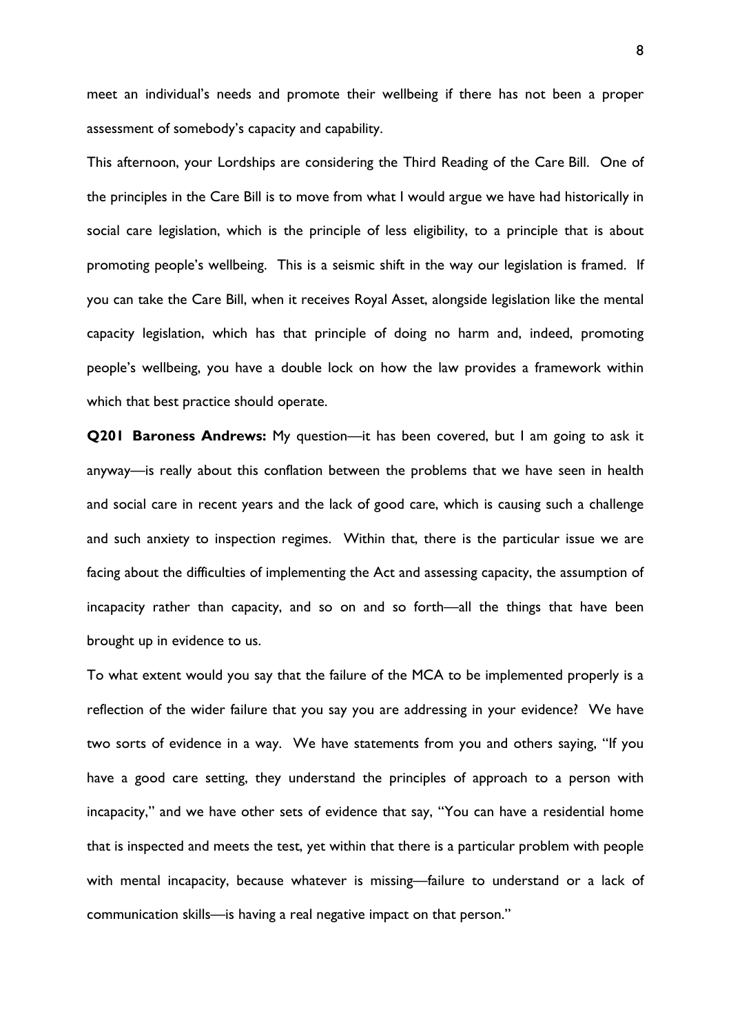meet an individual's needs and promote their wellbeing if there has not been a proper assessment of somebody's capacity and capability.

This afternoon, your Lordships are considering the Third Reading of the Care Bill. One of the principles in the Care Bill is to move from what I would argue we have had historically in social care legislation, which is the principle of less eligibility, to a principle that is about promoting people's wellbeing. This is a seismic shift in the way our legislation is framed. If you can take the Care Bill, when it receives Royal Asset, alongside legislation like the mental capacity legislation, which has that principle of doing no harm and, indeed, promoting people's wellbeing, you have a double lock on how the law provides a framework within which that best practice should operate.

**Q201 Baroness Andrews:** My question—it has been covered, but I am going to ask it anyway—is really about this conflation between the problems that we have seen in health and social care in recent years and the lack of good care, which is causing such a challenge and such anxiety to inspection regimes. Within that, there is the particular issue we are facing about the difficulties of implementing the Act and assessing capacity, the assumption of incapacity rather than capacity, and so on and so forth—all the things that have been brought up in evidence to us.

To what extent would you say that the failure of the MCA to be implemented properly is a reflection of the wider failure that you say you are addressing in your evidence? We have two sorts of evidence in a way. We have statements from you and others saying, "If you have a good care setting, they understand the principles of approach to a person with incapacity," and we have other sets of evidence that say, "You can have a residential home that is inspected and meets the test, yet within that there is a particular problem with people with mental incapacity, because whatever is missing—failure to understand or a lack of communication skills—is having a real negative impact on that person."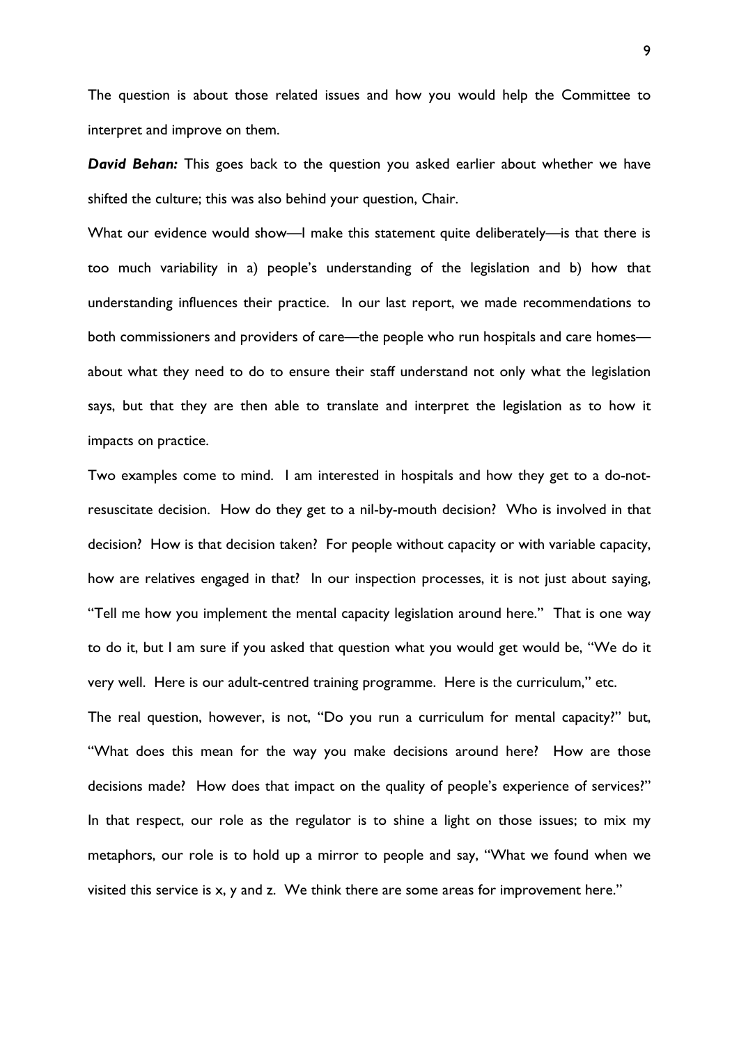The question is about those related issues and how you would help the Committee to interpret and improve on them.

***David Behan:*** This goes back to the question you asked earlier about whether we have shifted the culture; this was also behind your question, Chair.

What our evidence would show—I make this statement quite deliberately—is that there is too much variability in a) people's understanding of the legislation and b) how that understanding influences their practice. In our last report, we made recommendations to both commissioners and providers of care—the people who run hospitals and care homes—about what they need to do to ensure their staff understand not only what the legislation says, but that they are then able to translate and interpret the legislation as to how it impacts on practice.

Two examples come to mind. I am interested in hospitals and how they get to a do-not-resuscitate decision. How do they get to a nil-by-mouth decision? Who is involved in that decision? How is that decision taken? For people without capacity or with variable capacity, how are relatives engaged in that? In our inspection processes, it is not just about saying, "Tell me how you implement the mental capacity legislation around here." That is one way to do it, but I am sure if you asked that question what you would get would be, "We do it very well. Here is our adult-centred training programme. Here is the curriculum," etc.

The real question, however, is not, "Do you run a curriculum for mental capacity?" but, "What does this mean for the way you make decisions around here? How are those decisions made? How does that impact on the quality of people's experience of services?" In that respect, our role as the regulator is to shine a light on those issues; to mix my metaphors, our role is to hold up a mirror to people and say, "What we found when we visited this service is x, y and z. We think there are some areas for improvement here."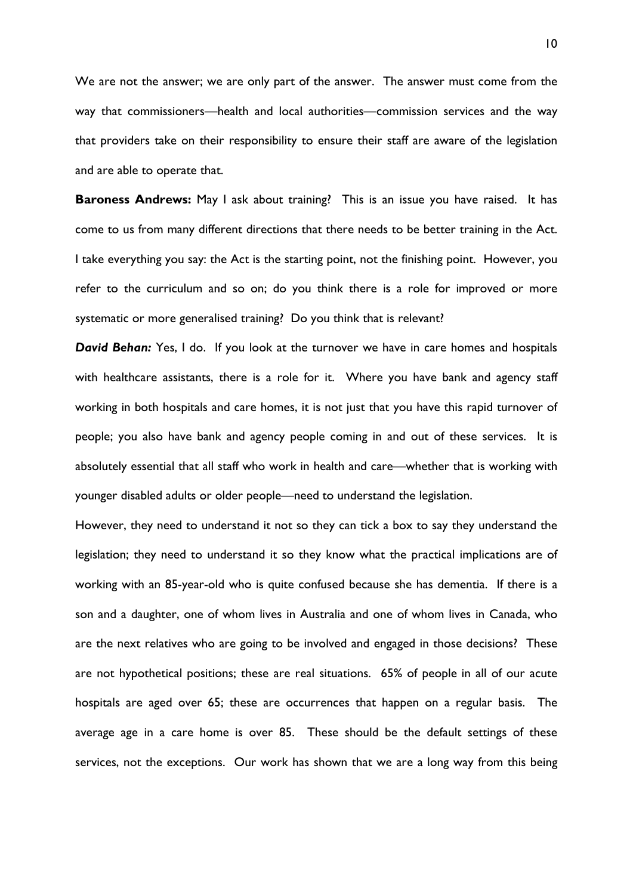We are not the answer; we are only part of the answer. The answer must come from the way that commissioners—health and local authorities—commission services and the way that providers take on their responsibility to ensure their staff are aware of the legislation and are able to operate that.

**Baroness Andrews:** May I ask about training? This is an issue you have raised. It has come to us from many different directions that there needs to be better training in the Act. I take everything you say: the Act is the starting point, not the finishing point. However, you refer to the curriculum and so on; do you think there is a role for improved or more systematic or more generalised training? Do you think that is relevant?

***David Behan:*** Yes, I do. If you look at the turnover we have in care homes and hospitals with healthcare assistants, there is a role for it. Where you have bank and agency staff working in both hospitals and care homes, it is not just that you have this rapid turnover of people; you also have bank and agency people coming in and out of these services. It is absolutely essential that all staff who work in health and care—whether that is working with younger disabled adults or older people—need to understand the legislation.

However, they need to understand it not so they can tick a box to say they understand the legislation; they need to understand it so they know what the practical implications are of working with an 85-year-old who is quite confused because she has dementia. If there is a son and a daughter, one of whom lives in Australia and one of whom lives in Canada, who are the next relatives who are going to be involved and engaged in those decisions? These are not hypothetical positions; these are real situations. 65% of people in all of our acute hospitals are aged over 65; these are occurrences that happen on a regular basis. The average age in a care home is over 85. These should be the default settings of these services, not the exceptions. Our work has shown that we are a long way from this being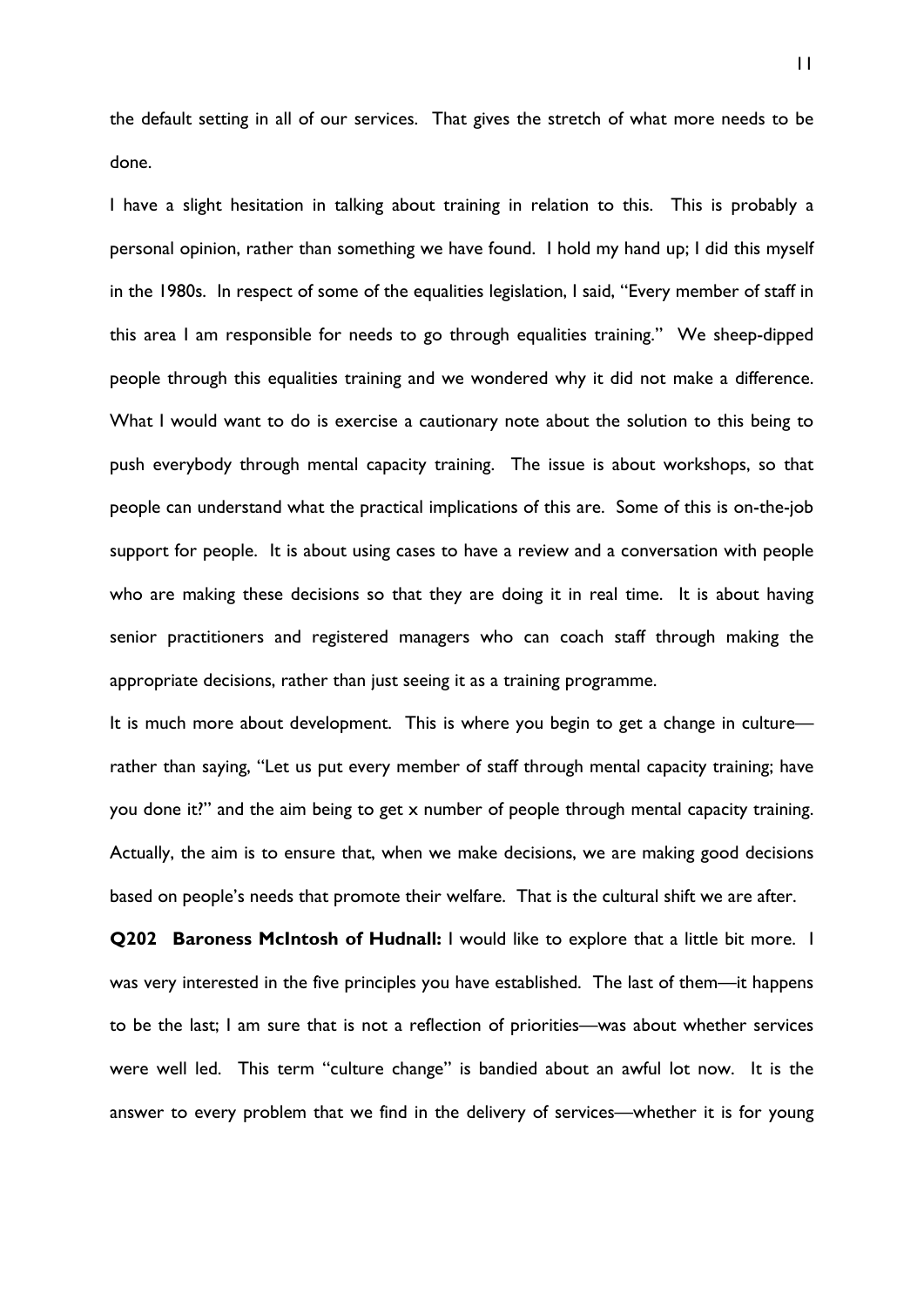the default setting in all of our services. That gives the stretch of what more needs to be done.

I have a slight hesitation in talking about training in relation to this. This is probably a personal opinion, rather than something we have found. I hold my hand up; I did this myself in the 1980s. In respect of some of the equalities legislation, I said, "Every member of staff in this area I am responsible for needs to go through equalities training." We sheep-dipped people through this equalities training and we wondered why it did not make a difference. What I would want to do is exercise a cautionary note about the solution to this being to push everybody through mental capacity training. The issue is about workshops, so that people can understand what the practical implications of this are. Some of this is on-the-job support for people. It is about using cases to have a review and a conversation with people who are making these decisions so that they are doing it in real time. It is about having senior practitioners and registered managers who can coach staff through making the appropriate decisions, rather than just seeing it as a training programme.

It is much more about development. This is where you begin to get a change in culture—rather than saying, "Let us put every member of staff through mental capacity training; have you done it?" and the aim being to get x number of people through mental capacity training. Actually, the aim is to ensure that, when we make decisions, we are making good decisions based on people's needs that promote their welfare. That is the cultural shift we are after.

**Q202 Baroness McIntosh of Hudnall:** I would like to explore that a little bit more. I was very interested in the five principles you have established. The last of them—it happens to be the last; I am sure that is not a reflection of priorities—was about whether services were well led. This term "culture change" is bandied about an awful lot now. It is the answer to every problem that we find in the delivery of services—whether it is for young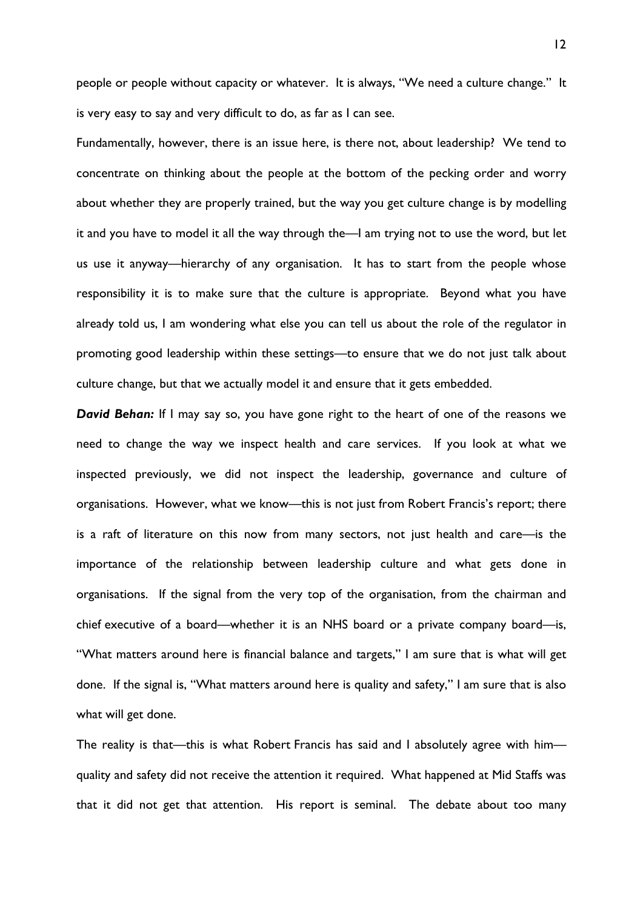people or people without capacity or whatever. It is always, "We need a culture change." It is very easy to say and very difficult to do, as far as I can see.

Fundamentally, however, there is an issue here, is there not, about leadership? We tend to concentrate on thinking about the people at the bottom of the pecking order and worry about whether they are properly trained, but the way you get culture change is by modelling it and you have to model it all the way through the—I am trying not to use the word, but let us use it anyway—hierarchy of any organisation. It has to start from the people whose responsibility it is to make sure that the culture is appropriate. Beyond what you have already told us, I am wondering what else you can tell us about the role of the regulator in promoting good leadership within these settings—to ensure that we do not just talk about culture change, but that we actually model it and ensure that it gets embedded.

***David Behan:*** If I may say so, you have gone right to the heart of one of the reasons we need to change the way we inspect health and care services. If you look at what we inspected previously, we did not inspect the leadership, governance and culture of organisations. However, what we know—this is not just from Robert Francis's report; there is a raft of literature on this now from many sectors, not just health and care—is the importance of the relationship between leadership culture and what gets done in organisations. If the signal from the very top of the organisation, from the chairman and chief executive of a board—whether it is an NHS board or a private company board—is, "What matters around here is financial balance and targets," I am sure that is what will get done. If the signal is, "What matters around here is quality and safety," I am sure that is also what will get done.

The reality is that—this is what Robert Francis has said and I absolutely agree with him—quality and safety did not receive the attention it required. What happened at Mid Staffs was that it did not get that attention. His report is seminal. The debate about too many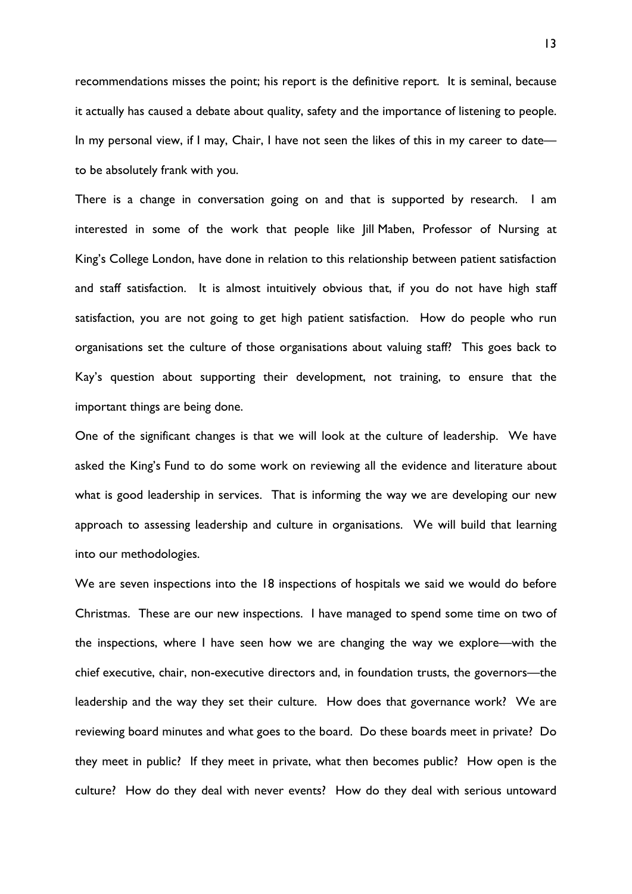recommendations misses the point; his report is the definitive report. It is seminal, because it actually has caused a debate about quality, safety and the importance of listening to people. In my personal view, if I may, Chair, I have not seen the likes of this in my career to date—to be absolutely frank with you.

There is a change in conversation going on and that is supported by research. I am interested in some of the work that people like Jill Maben, Professor of Nursing at King's College London, have done in relation to this relationship between patient satisfaction and staff satisfaction. It is almost intuitively obvious that, if you do not have high staff satisfaction, you are not going to get high patient satisfaction. How do people who run organisations set the culture of those organisations about valuing staff? This goes back to Kay's question about supporting their development, not training, to ensure that the important things are being done.

One of the significant changes is that we will look at the culture of leadership. We have asked the King's Fund to do some work on reviewing all the evidence and literature about what is good leadership in services. That is informing the way we are developing our new approach to assessing leadership and culture in organisations. We will build that learning into our methodologies.

We are seven inspections into the 18 inspections of hospitals we said we would do before Christmas. These are our new inspections. I have managed to spend some time on two of the inspections, where I have seen how we are changing the way we explore—with the chief executive, chair, non-executive directors and, in foundation trusts, the governors—the leadership and the way they set their culture. How does that governance work? We are reviewing board minutes and what goes to the board. Do these boards meet in private? Do they meet in public? If they meet in private, what then becomes public? How open is the culture? How do they deal with never events? How do they deal with serious untoward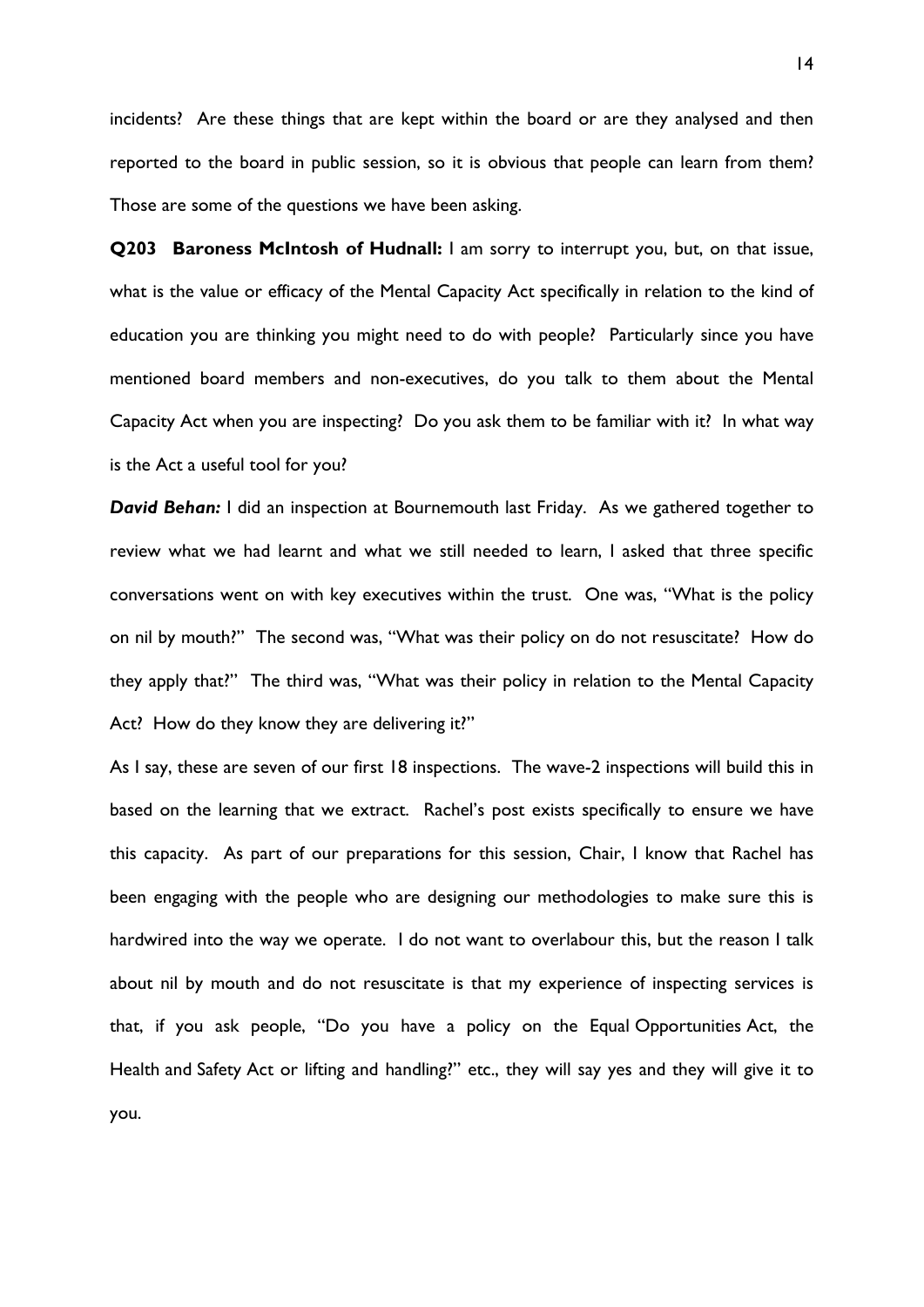incidents? Are these things that are kept within the board or are they analysed and then reported to the board in public session, so it is obvious that people can learn from them? Those are some of the questions we have been asking.

**Q203 Baroness McIntosh of Hudnall:** I am sorry to interrupt you, but, on that issue, what is the value or efficacy of the Mental Capacity Act specifically in relation to the kind of education you are thinking you might need to do with people? Particularly since you have mentioned board members and non-executives, do you talk to them about the Mental Capacity Act when you are inspecting? Do you ask them to be familiar with it? In what way is the Act a useful tool for you?

***David Behan:*** I did an inspection at Bournemouth last Friday. As we gathered together to review what we had learnt and what we still needed to learn, I asked that three specific conversations went on with key executives within the trust. One was, "What is the policy on nil by mouth?" The second was, "What was their policy on do not resuscitate? How do they apply that?" The third was, "What was their policy in relation to the Mental Capacity Act? How do they know they are delivering it?"

As I say, these are seven of our first 18 inspections. The wave-2 inspections will build this in based on the learning that we extract. Rachel's post exists specifically to ensure we have this capacity. As part of our preparations for this session, Chair, I know that Rachel has been engaging with the people who are designing our methodologies to make sure this is hardwired into the way we operate. I do not want to overlabour this, but the reason I talk about nil by mouth and do not resuscitate is that my experience of inspecting services is that, if you ask people, "Do you have a policy on the Equal Opportunities Act, the Health and Safety Act or lifting and handling?" etc., they will say yes and they will give it to you.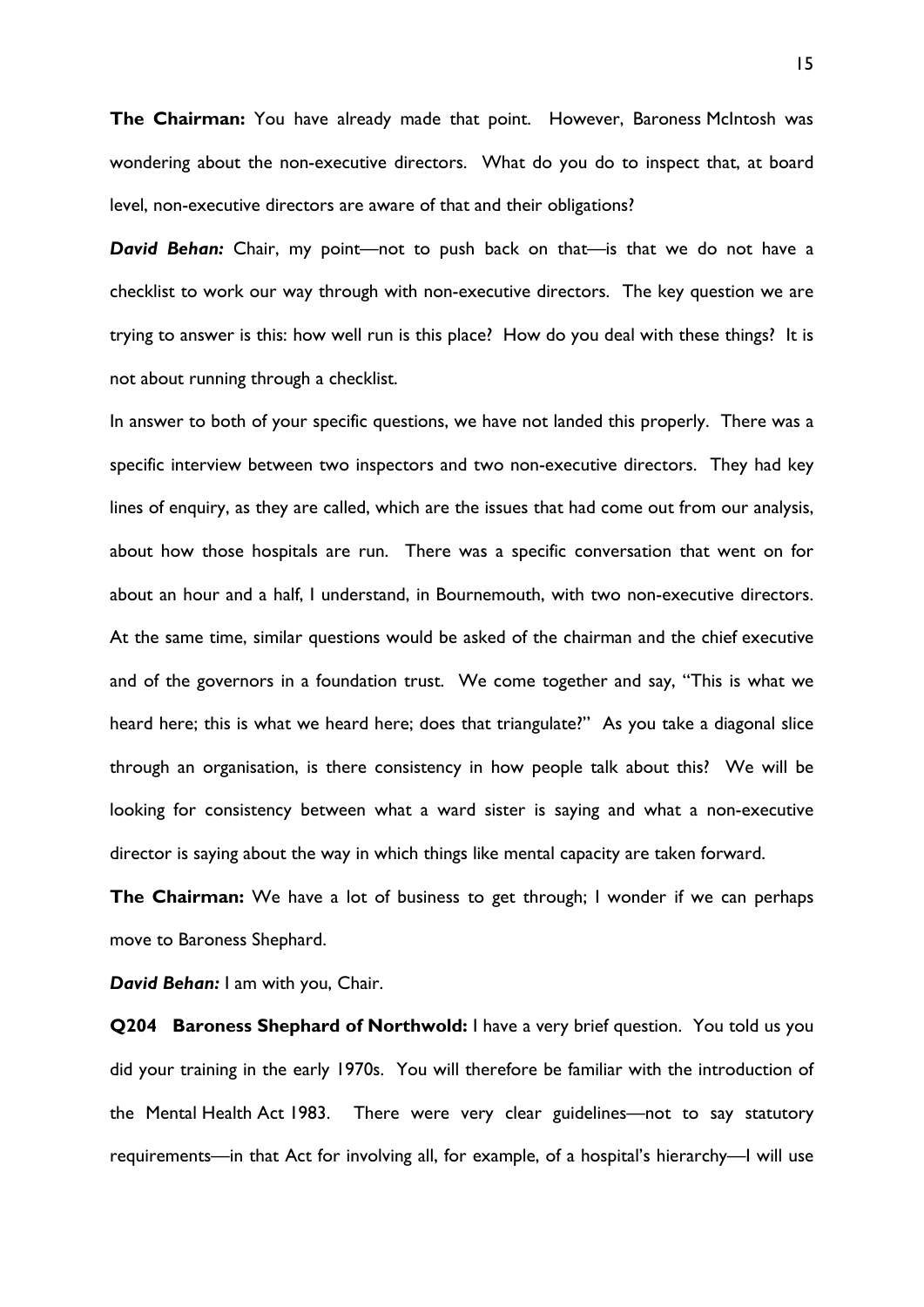**The Chairman:** You have already made that point. However, Baroness McIntosh was wondering about the non-executive directors. What do you do to inspect that, at board level, non-executive directors are aware of that and their obligations?

***David Behan:*** Chair, my point—not to push back on that—is that we do not have a checklist to work our way through with non-executive directors. The key question we are trying to answer is this: how well run is this place? How do you deal with these things? It is not about running through a checklist.

In answer to both of your specific questions, we have not landed this properly. There was a specific interview between two inspectors and two non-executive directors. They had key lines of enquiry, as they are called, which are the issues that had come out from our analysis, about how those hospitals are run. There was a specific conversation that went on for about an hour and a half, I understand, in Bournemouth, with two non-executive directors. At the same time, similar questions would be asked of the chairman and the chief executive and of the governors in a foundation trust. We come together and say, "This is what we heard here; this is what we heard here; does that triangulate?" As you take a diagonal slice through an organisation, is there consistency in how people talk about this? We will be looking for consistency between what a ward sister is saying and what a non-executive director is saying about the way in which things like mental capacity are taken forward.

**The Chairman:** We have a lot of business to get through; I wonder if we can perhaps move to Baroness Shephard.

***David Behan:*** I am with you, Chair.

**Q204 Baroness Shephard of Northwold:** I have a very brief question. You told us you did your training in the early 1970s. You will therefore be familiar with the introduction of the Mental Health Act 1983. There were very clear guidelines—not to say statutory requirements—in that Act for involving all, for example, of a hospital's hierarchy—I will use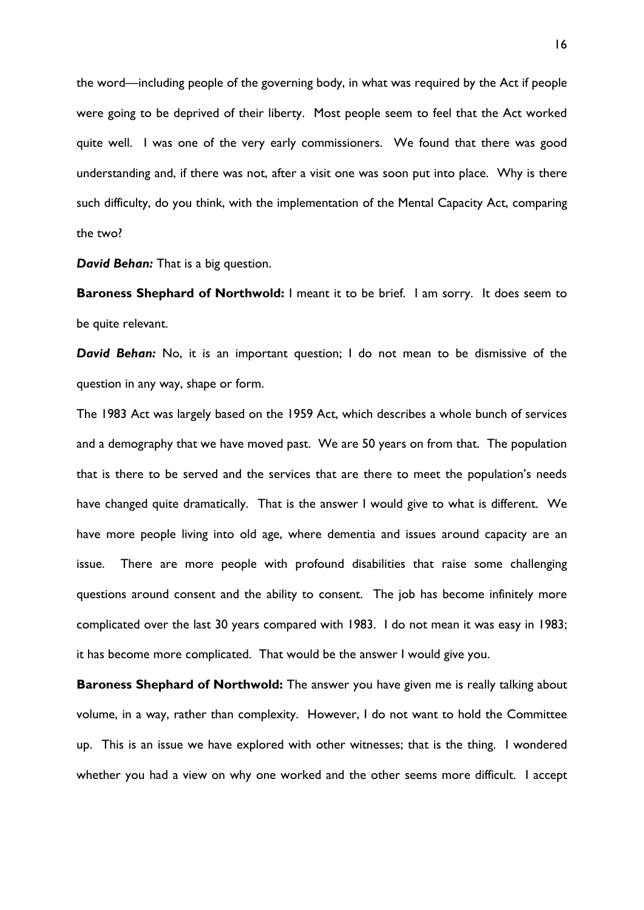the word—including people of the governing body, in what was required by the Act if people were going to be deprived of their liberty. Most people seem to feel that the Act worked quite well. I was one of the very early commissioners. We found that there was good understanding and, if there was not, after a visit one was soon put into place. Why is there such difficulty, do you think, with the implementation of the Mental Capacity Act, comparing the two?

***David Behan:*** That is a big question.

**Baroness Shephard of Northwold:** I meant it to be brief. I am sorry. It does seem to be quite relevant.

***David Behan:*** No, it is an important question; I do not mean to be dismissive of the question in any way, shape or form.

The 1983 Act was largely based on the 1959 Act, which describes a whole bunch of services and a demography that we have moved past. We are 50 years on from that. The population that is there to be served and the services that are there to meet the population's needs have changed quite dramatically. That is the answer I would give to what is different. We have more people living into old age, where dementia and issues around capacity are an issue. There are more people with profound disabilities that raise some challenging questions around consent and the ability to consent. The job has become infinitely more complicated over the last 30 years compared with 1983. I do not mean it was easy in 1983; it has become more complicated. That would be the answer I would give you.

**Baroness Shephard of Northwold:** The answer you have given me is really talking about volume, in a way, rather than complexity. However, I do not want to hold the Committee up. This is an issue we have explored with other witnesses; that is the thing. I wondered whether you had a view on why one worked and the other seems more difficult. I accept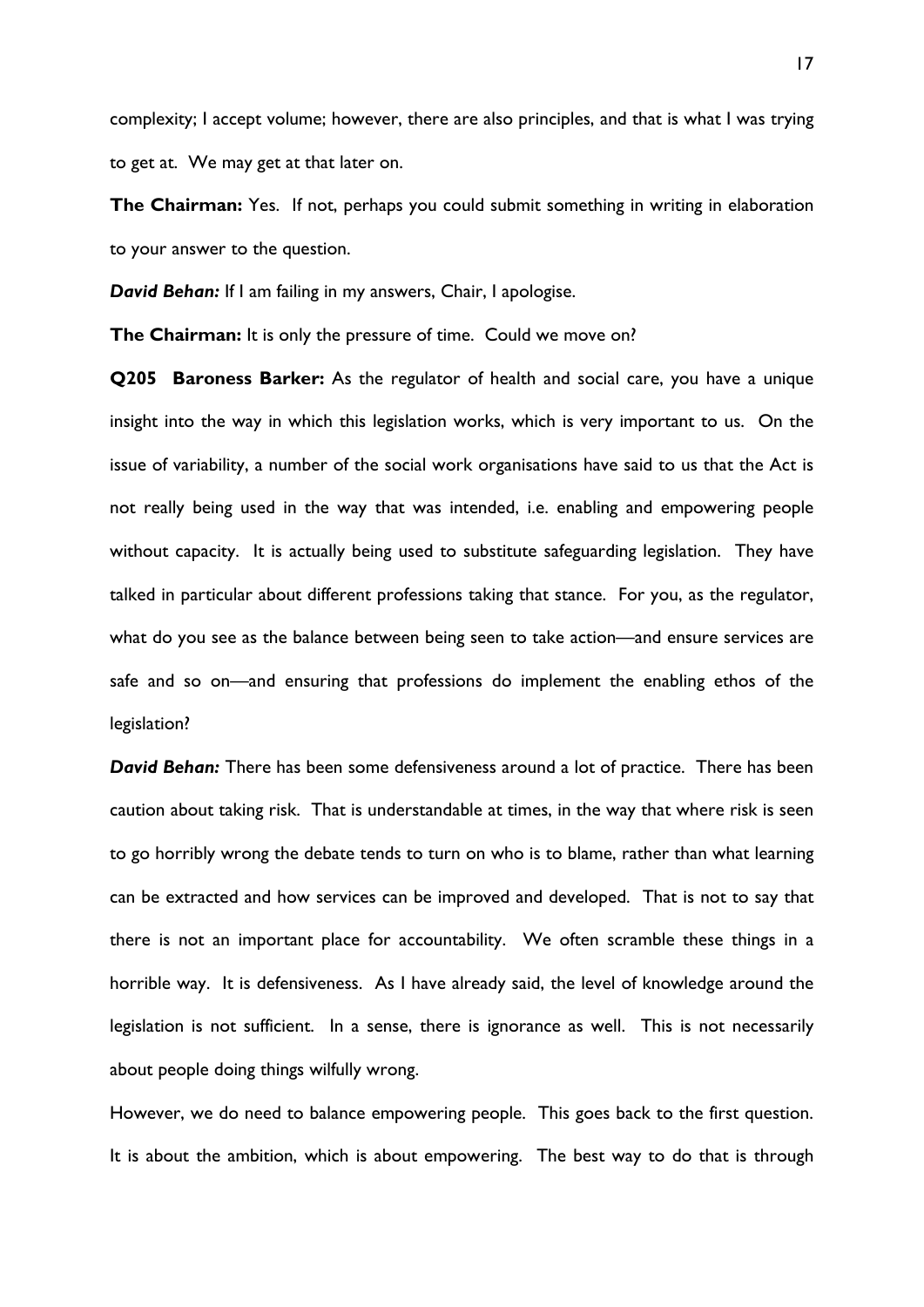complexity; I accept volume; however, there are also principles, and that is what I was trying to get at. We may get at that later on.

**The Chairman:** Yes. If not, perhaps you could submit something in writing in elaboration to your answer to the question.

***David Behan:*** If I am failing in my answers, Chair, I apologise.

**The Chairman:** It is only the pressure of time. Could we move on?

**Q205 Baroness Barker:** As the regulator of health and social care, you have a unique insight into the way in which this legislation works, which is very important to us. On the issue of variability, a number of the social work organisations have said to us that the Act is not really being used in the way that was intended, i.e. enabling and empowering people without capacity. It is actually being used to substitute safeguarding legislation. They have talked in particular about different professions taking that stance. For you, as the regulator, what do you see as the balance between being seen to take action—and ensure services are safe and so on—and ensuring that professions do implement the enabling ethos of the legislation?

***David Behan:*** There has been some defensiveness around a lot of practice. There has been caution about taking risk. That is understandable at times, in the way that where risk is seen to go horribly wrong the debate tends to turn on who is to blame, rather than what learning can be extracted and how services can be improved and developed. That is not to say that there is not an important place for accountability. We often scramble these things in a horrible way. It is defensiveness. As I have already said, the level of knowledge around the legislation is not sufficient. In a sense, there is ignorance as well. This is not necessarily about people doing things wilfully wrong.

However, we do need to balance empowering people. This goes back to the first question. It is about the ambition, which is about empowering. The best way to do that is through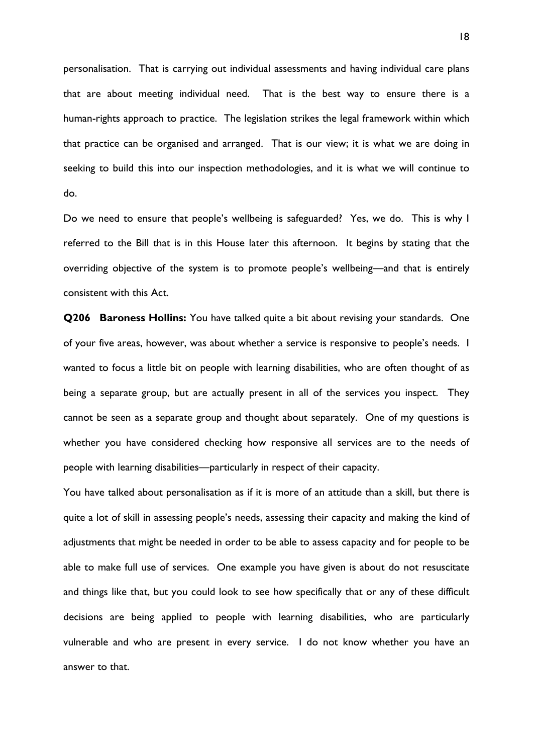personalisation. That is carrying out individual assessments and having individual care plans that are about meeting individual need. That is the best way to ensure there is a human-rights approach to practice. The legislation strikes the legal framework within which that practice can be organised and arranged. That is our view; it is what we are doing in seeking to build this into our inspection methodologies, and it is what we will continue to do.

Do we need to ensure that people's wellbeing is safeguarded? Yes, we do. This is why I referred to the Bill that is in this House later this afternoon. It begins by stating that the overriding objective of the system is to promote people's wellbeing—and that is entirely consistent with this Act.

**Q206 Baroness Hollins:** You have talked quite a bit about revising your standards. One of your five areas, however, was about whether a service is responsive to people's needs. I wanted to focus a little bit on people with learning disabilities, who are often thought of as being a separate group, but are actually present in all of the services you inspect. They cannot be seen as a separate group and thought about separately. One of my questions is whether you have considered checking how responsive all services are to the needs of people with learning disabilities—particularly in respect of their capacity.

You have talked about personalisation as if it is more of an attitude than a skill, but there is quite a lot of skill in assessing people's needs, assessing their capacity and making the kind of adjustments that might be needed in order to be able to assess capacity and for people to be able to make full use of services. One example you have given is about do not resuscitate and things like that, but you could look to see how specifically that or any of these difficult decisions are being applied to people with learning disabilities, who are particularly vulnerable and who are present in every service. I do not know whether you have an answer to that.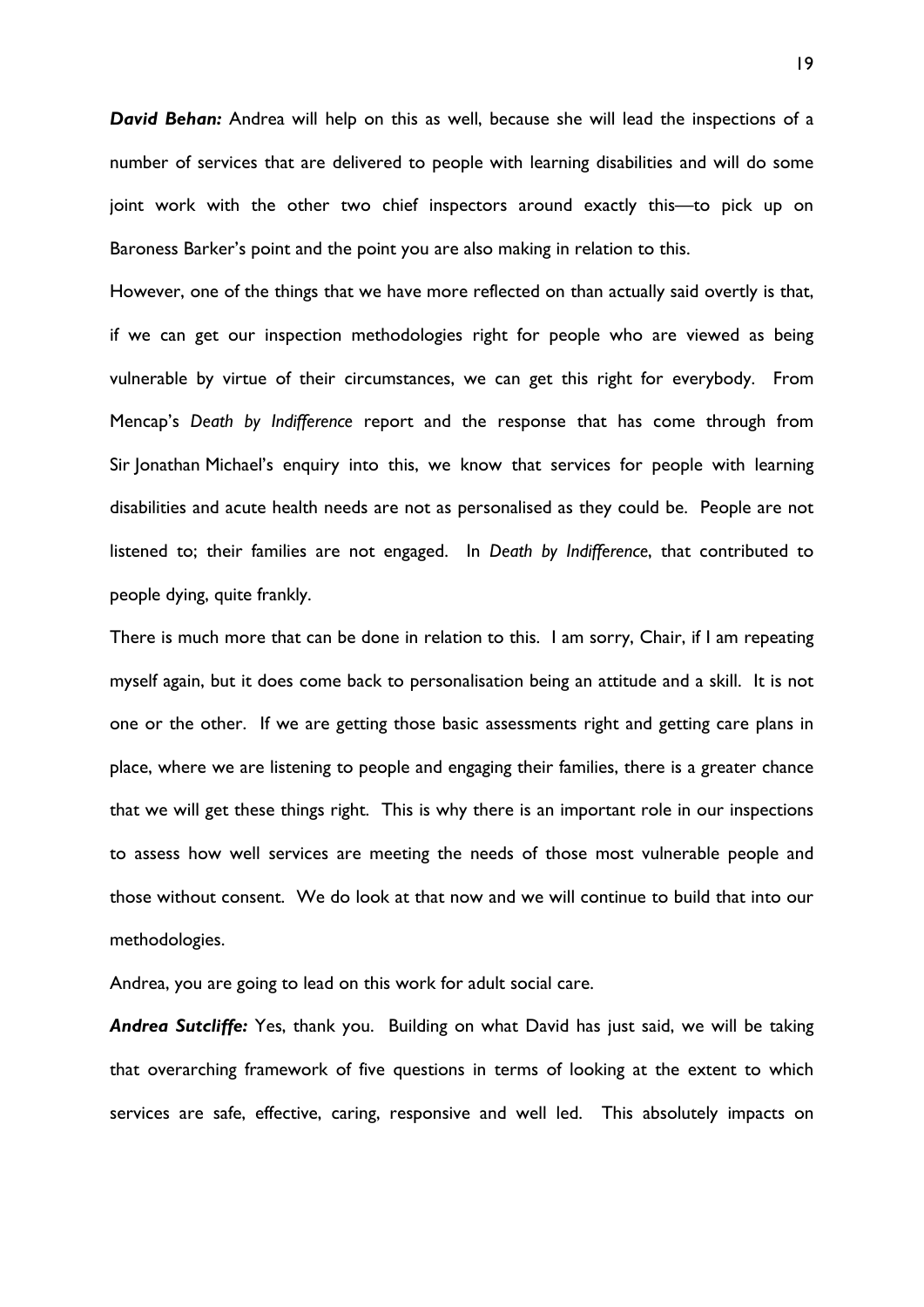***David Behan:*** Andrea will help on this as well, because she will lead the inspections of a number of services that are delivered to people with learning disabilities and will do some joint work with the other two chief inspectors around exactly this—to pick up on Baroness Barker's point and the point you are also making in relation to this.

However, one of the things that we have more reflected on than actually said overtly is that, if we can get our inspection methodologies right for people who are viewed as being vulnerable by virtue of their circumstances, we can get this right for everybody. From Mencap's *Death by Indifference* report and the response that has come through from Sir Jonathan Michael's enquiry into this, we know that services for people with learning disabilities and acute health needs are not as personalised as they could be. People are not listened to; their families are not engaged. In *Death by Indifference*, that contributed to people dying, quite frankly.

There is much more that can be done in relation to this. I am sorry, Chair, if I am repeating myself again, but it does come back to personalisation being an attitude and a skill. It is not one or the other. If we are getting those basic assessments right and getting care plans in place, where we are listening to people and engaging their families, there is a greater chance that we will get these things right. This is why there is an important role in our inspections to assess how well services are meeting the needs of those most vulnerable people and those without consent. We do look at that now and we will continue to build that into our methodologies.

Andrea, you are going to lead on this work for adult social care.

***Andrea Sutcliffe:*** Yes, thank you. Building on what David has just said, we will be taking that overarching framework of five questions in terms of looking at the extent to which services are safe, effective, caring, responsive and well led. This absolutely impacts on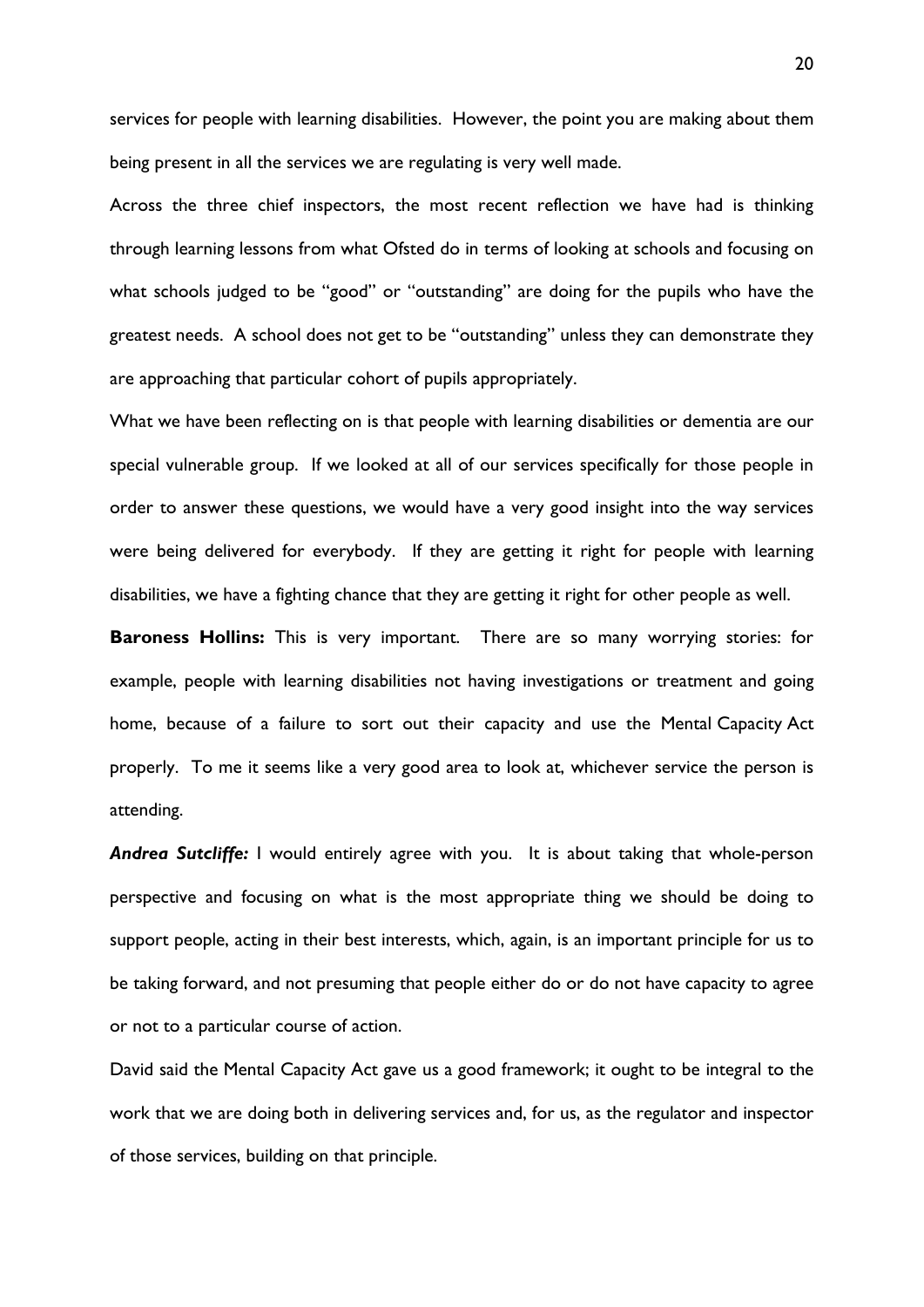services for people with learning disabilities. However, the point you are making about them being present in all the services we are regulating is very well made.

Across the three chief inspectors, the most recent reflection we have had is thinking through learning lessons from what Ofsted do in terms of looking at schools and focusing on what schools judged to be "good" or "outstanding" are doing for the pupils who have the greatest needs. A school does not get to be "outstanding" unless they can demonstrate they are approaching that particular cohort of pupils appropriately.

What we have been reflecting on is that people with learning disabilities or dementia are our special vulnerable group. If we looked at all of our services specifically for those people in order to answer these questions, we would have a very good insight into the way services were being delivered for everybody. If they are getting it right for people with learning disabilities, we have a fighting chance that they are getting it right for other people as well.

**Baroness Hollins:** This is very important. There are so many worrying stories: for example, people with learning disabilities not having investigations or treatment and going home, because of a failure to sort out their capacity and use the Mental Capacity Act properly. To me it seems like a very good area to look at, whichever service the person is attending.

***Andrea Sutcliffe:*** I would entirely agree with you. It is about taking that whole-person perspective and focusing on what is the most appropriate thing we should be doing to support people, acting in their best interests, which, again, is an important principle for us to be taking forward, and not presuming that people either do or do not have capacity to agree or not to a particular course of action.

David said the Mental Capacity Act gave us a good framework; it ought to be integral to the work that we are doing both in delivering services and, for us, as the regulator and inspector of those services, building on that principle.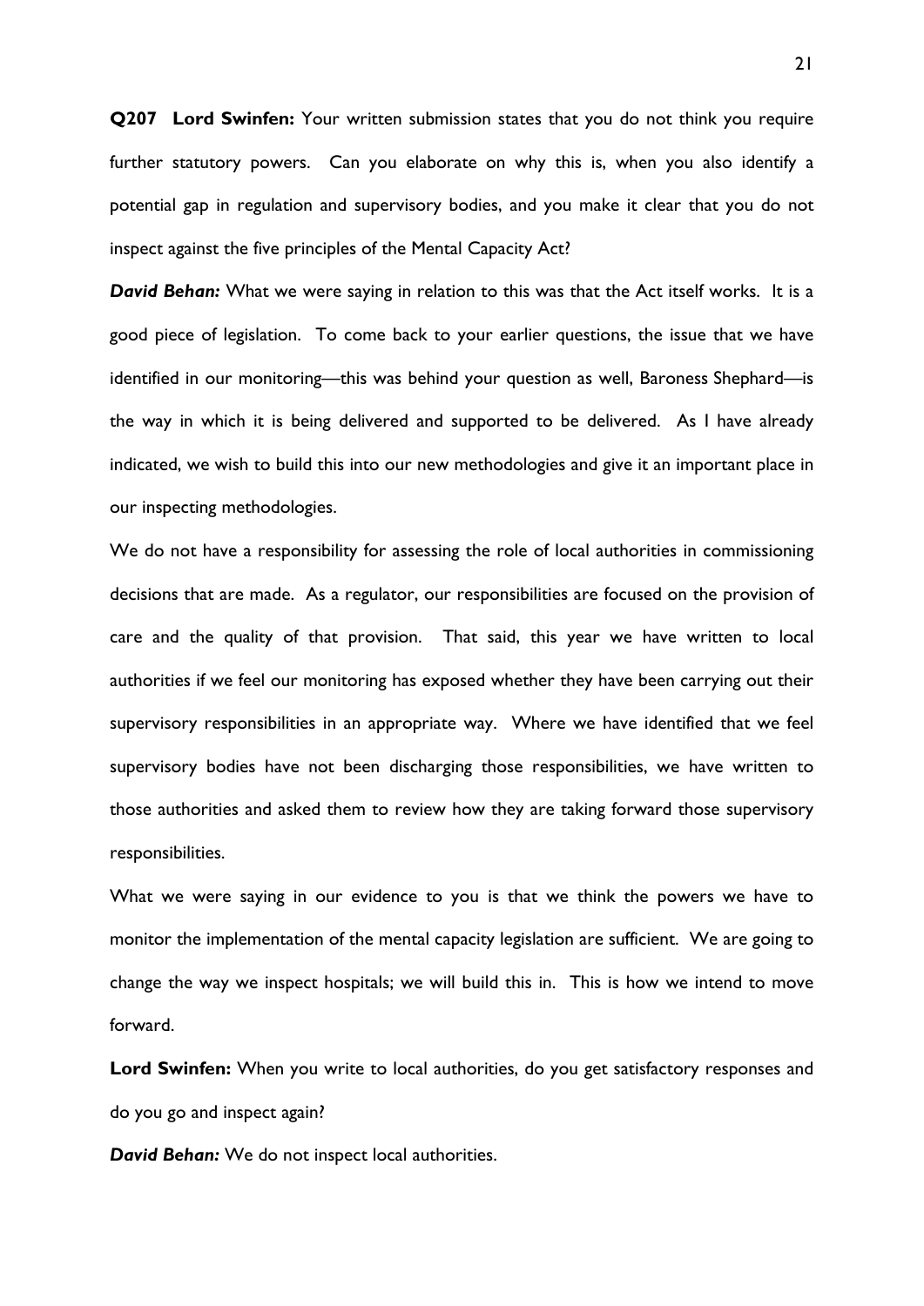**Q207 Lord Swinfen:** Your written submission states that you do not think you require further statutory powers. Can you elaborate on why this is, when you also identify a potential gap in regulation and supervisory bodies, and you make it clear that you do not inspect against the five principles of the Mental Capacity Act?

***David Behan:*** What we were saying in relation to this was that the Act itself works. It is a good piece of legislation. To come back to your earlier questions, the issue that we have identified in our monitoring—this was behind your question as well, Baroness Shephard—is the way in which it is being delivered and supported to be delivered. As I have already indicated, we wish to build this into our new methodologies and give it an important place in our inspecting methodologies.

We do not have a responsibility for assessing the role of local authorities in commissioning decisions that are made. As a regulator, our responsibilities are focused on the provision of care and the quality of that provision. That said, this year we have written to local authorities if we feel our monitoring has exposed whether they have been carrying out their supervisory responsibilities in an appropriate way. Where we have identified that we feel supervisory bodies have not been discharging those responsibilities, we have written to those authorities and asked them to review how they are taking forward those supervisory responsibilities.

What we were saying in our evidence to you is that we think the powers we have to monitor the implementation of the mental capacity legislation are sufficient. We are going to change the way we inspect hospitals; we will build this in. This is how we intend to move forward.

**Lord Swinfen:** When you write to local authorities, do you get satisfactory responses and do you go and inspect again?

***David Behan:*** We do not inspect local authorities.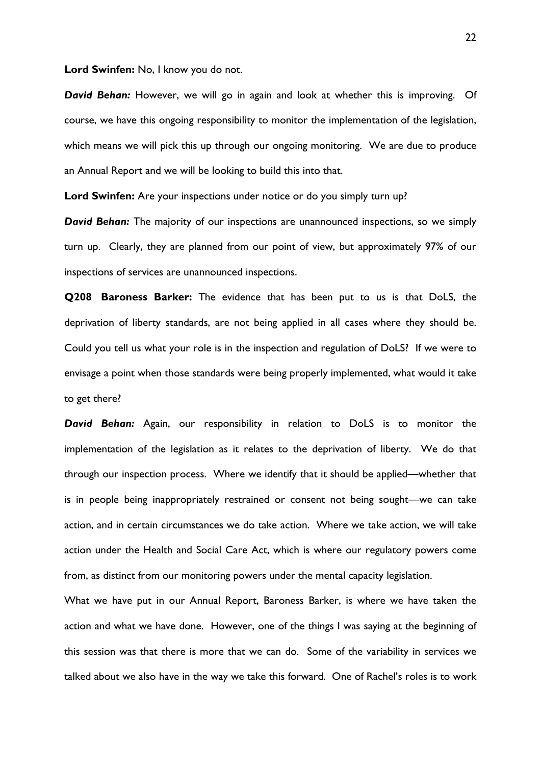**Lord Swinfen:** No, I know you do not.

***David Behan:*** However, we will go in again and look at whether this is improving. Of course, we have this ongoing responsibility to monitor the implementation of the legislation, which means we will pick this up through our ongoing monitoring. We are due to produce an Annual Report and we will be looking to build this into that.

**Lord Swinfen:** Are your inspections under notice or do you simply turn up?

***David Behan:*** The majority of our inspections are unannounced inspections, so we simply turn up. Clearly, they are planned from our point of view, but approximately 97% of our inspections of services are unannounced inspections.

**Q208 Baroness Barker:** The evidence that has been put to us is that DoLS, the deprivation of liberty standards, are not being applied in all cases where they should be. Could you tell us what your role is in the inspection and regulation of DoLS? If we were to envisage a point when those standards were being properly implemented, what would it take to get there?

***David Behan:*** Again, our responsibility in relation to DoLS is to monitor the implementation of the legislation as it relates to the deprivation of liberty. We do that through our inspection process. Where we identify that it should be applied—whether that is in people being inappropriately restrained or consent not being sought—we can take action, and in certain circumstances we do take action. Where we take action, we will take action under the Health and Social Care Act, which is where our regulatory powers come from, as distinct from our monitoring powers under the mental capacity legislation.

What we have put in our Annual Report, Baroness Barker, is where we have taken the action and what we have done. However, one of the things I was saying at the beginning of this session was that there is more that we can do. Some of the variability in services we talked about we also have in the way we take this forward. One of Rachel's roles is to work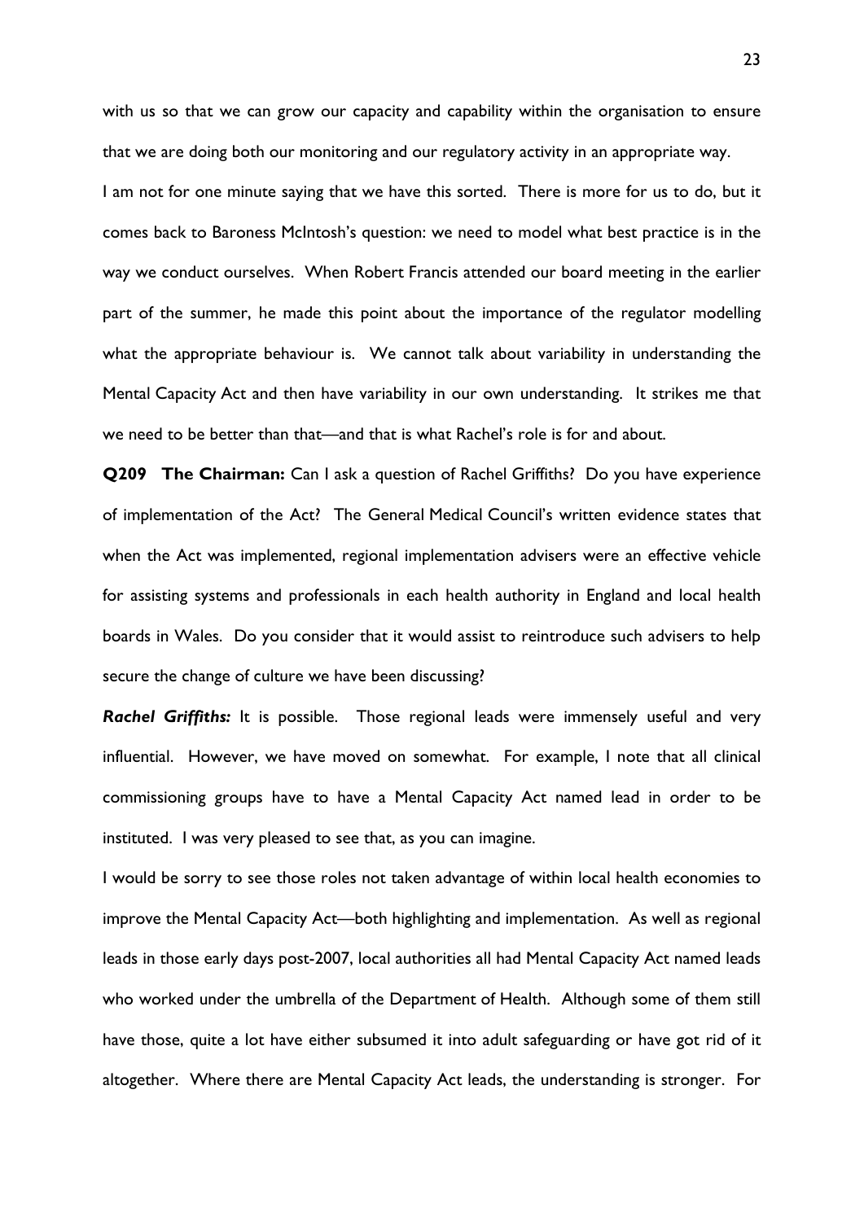with us so that we can grow our capacity and capability within the organisation to ensure that we are doing both our monitoring and our regulatory activity in an appropriate way.

I am not for one minute saying that we have this sorted. There is more for us to do, but it comes back to Baroness McIntosh's question: we need to model what best practice is in the way we conduct ourselves. When Robert Francis attended our board meeting in the earlier part of the summer, he made this point about the importance of the regulator modelling what the appropriate behaviour is. We cannot talk about variability in understanding the Mental Capacity Act and then have variability in our own understanding. It strikes me that we need to be better than that—and that is what Rachel's role is for and about.

**Q209 The Chairman:** Can I ask a question of Rachel Griffiths? Do you have experience of implementation of the Act? The General Medical Council's written evidence states that when the Act was implemented, regional implementation advisers were an effective vehicle for assisting systems and professionals in each health authority in England and local health boards in Wales. Do you consider that it would assist to reintroduce such advisers to help secure the change of culture we have been discussing?

***Rachel Griffiths:*** It is possible. Those regional leads were immensely useful and very influential. However, we have moved on somewhat. For example, I note that all clinical commissioning groups have to have a Mental Capacity Act named lead in order to be instituted. I was very pleased to see that, as you can imagine.

I would be sorry to see those roles not taken advantage of within local health economies to improve the Mental Capacity Act—both highlighting and implementation. As well as regional leads in those early days post-2007, local authorities all had Mental Capacity Act named leads who worked under the umbrella of the Department of Health. Although some of them still have those, quite a lot have either subsumed it into adult safeguarding or have got rid of it altogether. Where there are Mental Capacity Act leads, the understanding is stronger. For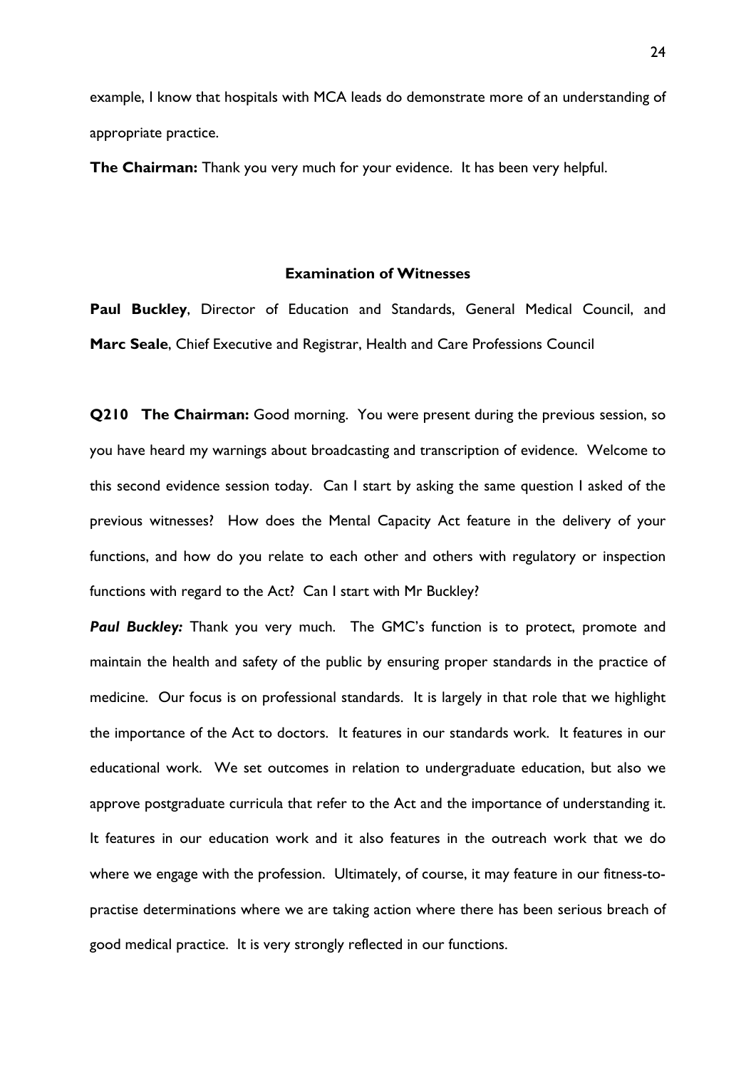example, I know that hospitals with MCA leads do demonstrate more of an understanding of appropriate practice.

**The Chairman:** Thank you very much for your evidence. It has been very helpful.

### Examination of Witnesses

**Paul Buckley**, Director of Education and Standards, General Medical Council, and **Marc Seale**, Chief Executive and Registrar, Health and Care Professions Council

**Q210 The Chairman:** Good morning. You were present during the previous session, so you have heard my warnings about broadcasting and transcription of evidence. Welcome to this second evidence session today. Can I start by asking the same question I asked of the previous witnesses? How does the Mental Capacity Act feature in the delivery of your functions, and how do you relate to each other and others with regulatory or inspection functions with regard to the Act? Can I start with Mr Buckley?

***Paul Buckley:*** Thank you very much. The GMC's function is to protect, promote and maintain the health and safety of the public by ensuring proper standards in the practice of medicine. Our focus is on professional standards. It is largely in that role that we highlight the importance of the Act to doctors. It features in our standards work. It features in our educational work. We set outcomes in relation to undergraduate education, but also we approve postgraduate curricula that refer to the Act and the importance of understanding it. It features in our education work and it also features in the outreach work that we do where we engage with the profession. Ultimately, of course, it may feature in our fitness-to-practise determinations where we are taking action where there has been serious breach of good medical practice. It is very strongly reflected in our functions.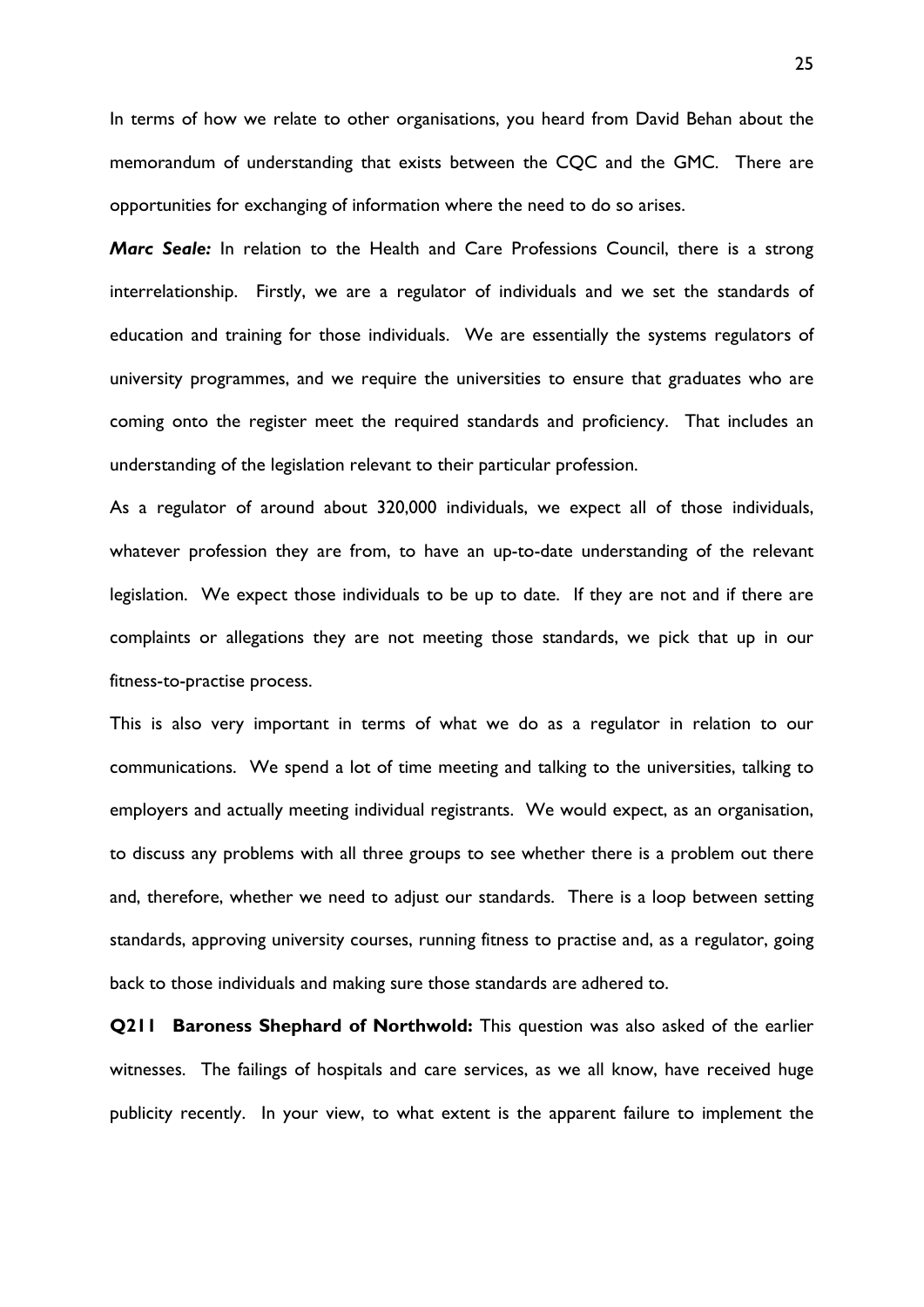In terms of how we relate to other organisations, you heard from David Behan about the memorandum of understanding that exists between the CQC and the GMC. There are opportunities for exchanging of information where the need to do so arises.

***Marc Seale:*** In relation to the Health and Care Professions Council, there is a strong interrelationship. Firstly, we are a regulator of individuals and we set the standards of education and training for those individuals. We are essentially the systems regulators of university programmes, and we require the universities to ensure that graduates who are coming onto the register meet the required standards and proficiency. That includes an understanding of the legislation relevant to their particular profession.

As a regulator of around about 320,000 individuals, we expect all of those individuals, whatever profession they are from, to have an up-to-date understanding of the relevant legislation. We expect those individuals to be up to date. If they are not and if there are complaints or allegations they are not meeting those standards, we pick that up in our fitness-to-practise process.

This is also very important in terms of what we do as a regulator in relation to our communications. We spend a lot of time meeting and talking to the universities, talking to employers and actually meeting individual registrants. We would expect, as an organisation, to discuss any problems with all three groups to see whether there is a problem out there and, therefore, whether we need to adjust our standards. There is a loop between setting standards, approving university courses, running fitness to practise and, as a regulator, going back to those individuals and making sure those standards are adhered to.

**Q211 Baroness Shephard of Northwold:** This question was also asked of the earlier witnesses. The failings of hospitals and care services, as we all know, have received huge publicity recently. In your view, to what extent is the apparent failure to implement the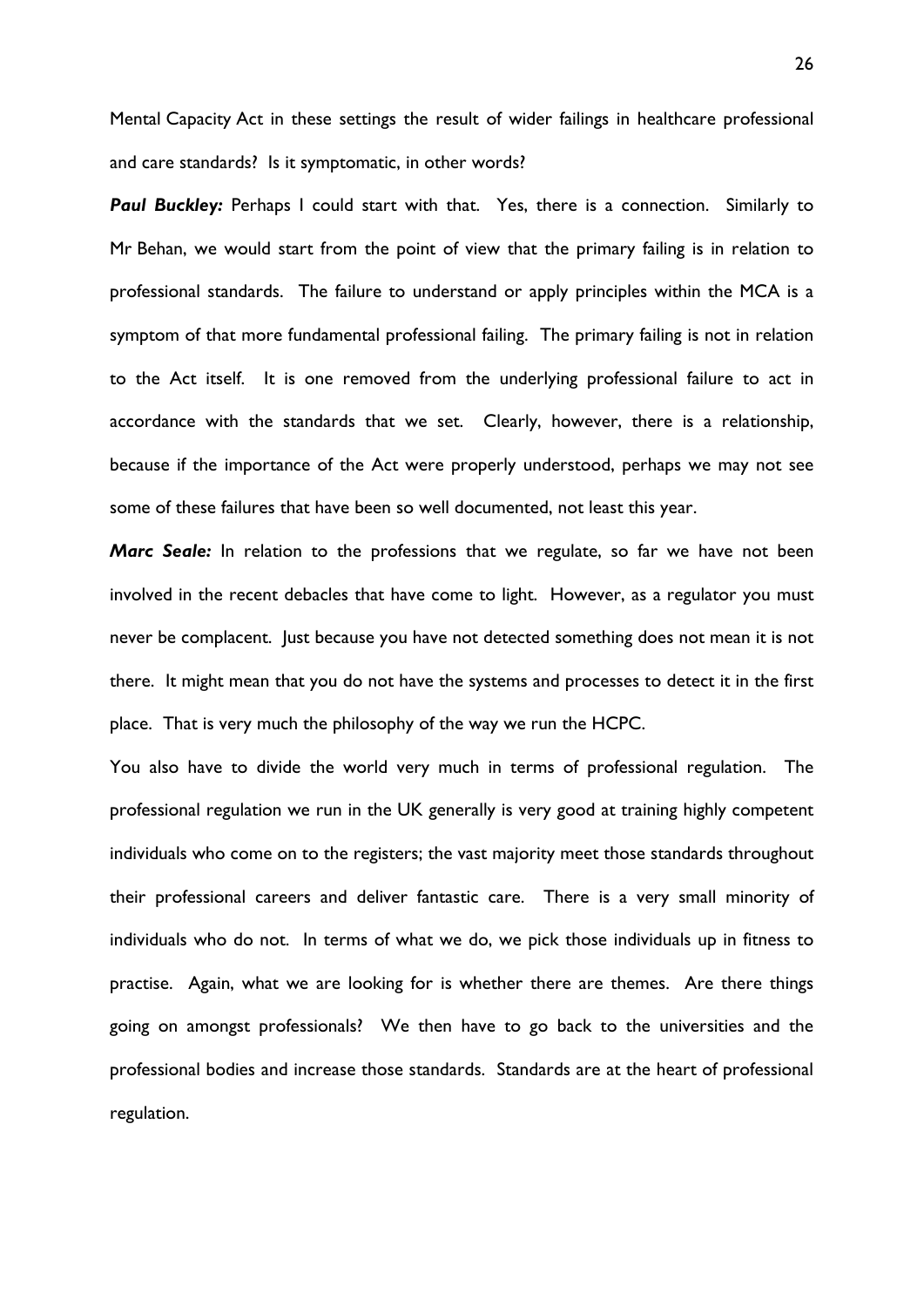Mental Capacity Act in these settings the result of wider failings in healthcare professional and care standards? Is it symptomatic, in other words?

***Paul Buckley:*** Perhaps I could start with that. Yes, there is a connection. Similarly to Mr Behan, we would start from the point of view that the primary failing is in relation to professional standards. The failure to understand or apply principles within the MCA is a symptom of that more fundamental professional failing. The primary failing is not in relation to the Act itself. It is one removed from the underlying professional failure to act in accordance with the standards that we set. Clearly, however, there is a relationship, because if the importance of the Act were properly understood, perhaps we may not see some of these failures that have been so well documented, not least this year.

***Marc Seale:*** In relation to the professions that we regulate, so far we have not been involved in the recent debacles that have come to light. However, as a regulator you must never be complacent. Just because you have not detected something does not mean it is not there. It might mean that you do not have the systems and processes to detect it in the first place. That is very much the philosophy of the way we run the HCPC.

You also have to divide the world very much in terms of professional regulation. The professional regulation we run in the UK generally is very good at training highly competent individuals who come on to the registers; the vast majority meet those standards throughout their professional careers and deliver fantastic care. There is a very small minority of individuals who do not. In terms of what we do, we pick those individuals up in fitness to practise. Again, what we are looking for is whether there are themes. Are there things going on amongst professionals? We then have to go back to the universities and the professional bodies and increase those standards. Standards are at the heart of professional regulation.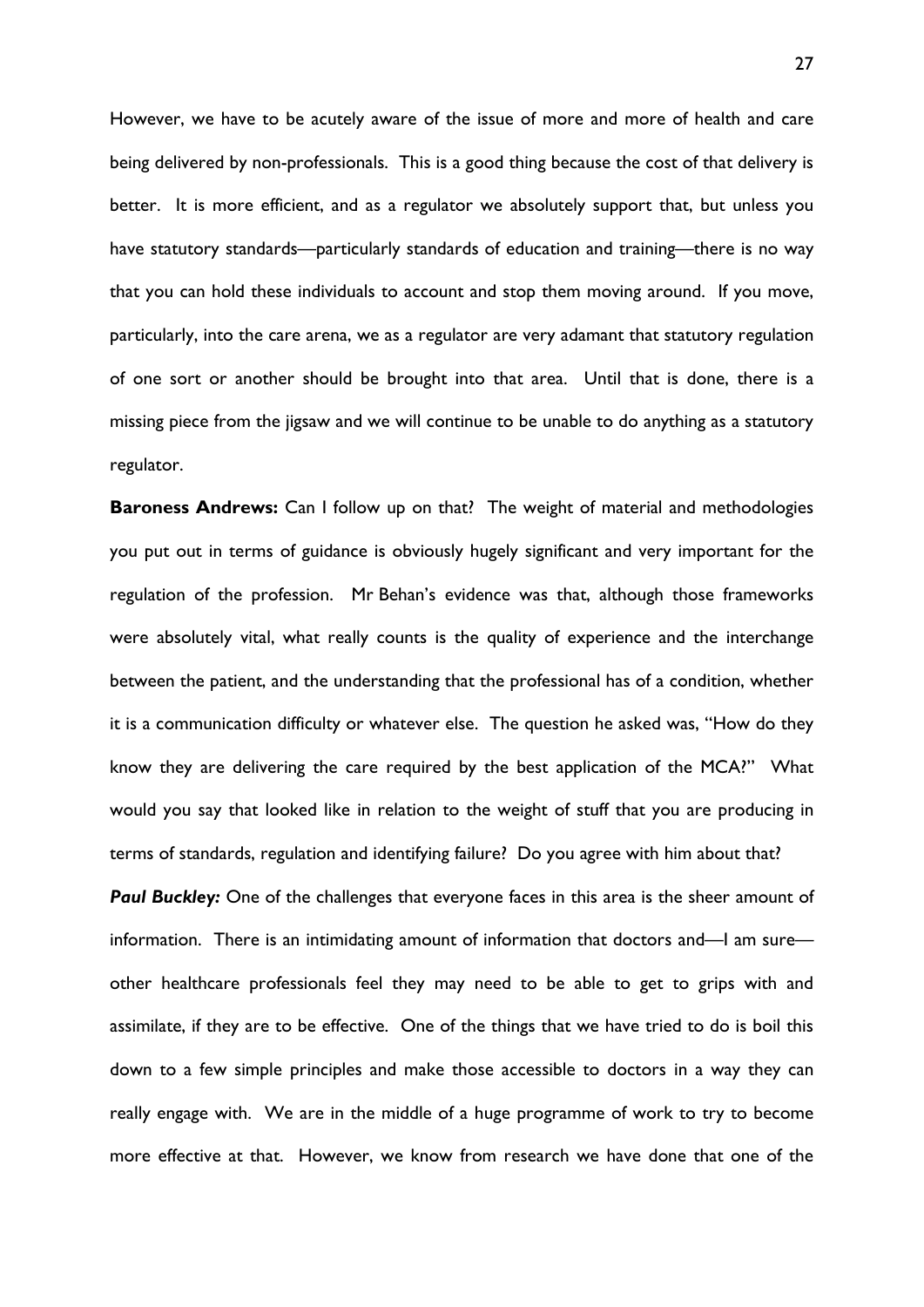However, we have to be acutely aware of the issue of more and more of health and care being delivered by non-professionals. This is a good thing because the cost of that delivery is better. It is more efficient, and as a regulator we absolutely support that, but unless you have statutory standards—particularly standards of education and training—there is no way that you can hold these individuals to account and stop them moving around. If you move, particularly, into the care arena, we as a regulator are very adamant that statutory regulation of one sort or another should be brought into that area. Until that is done, there is a missing piece from the jigsaw and we will continue to be unable to do anything as a statutory regulator.

**Baroness Andrews:** Can I follow up on that? The weight of material and methodologies you put out in terms of guidance is obviously hugely significant and very important for the regulation of the profession. Mr Behan's evidence was that, although those frameworks were absolutely vital, what really counts is the quality of experience and the interchange between the patient, and the understanding that the professional has of a condition, whether it is a communication difficulty or whatever else. The question he asked was, "How do they know they are delivering the care required by the best application of the MCA?" What would you say that looked like in relation to the weight of stuff that you are producing in terms of standards, regulation and identifying failure? Do you agree with him about that?

***Paul Buckley:*** One of the challenges that everyone faces in this area is the sheer amount of information. There is an intimidating amount of information that doctors and—I am sure—other healthcare professionals feel they may need to be able to get to grips with and assimilate, if they are to be effective. One of the things that we have tried to do is boil this down to a few simple principles and make those accessible to doctors in a way they can really engage with. We are in the middle of a huge programme of work to try to become more effective at that. However, we know from research we have done that one of the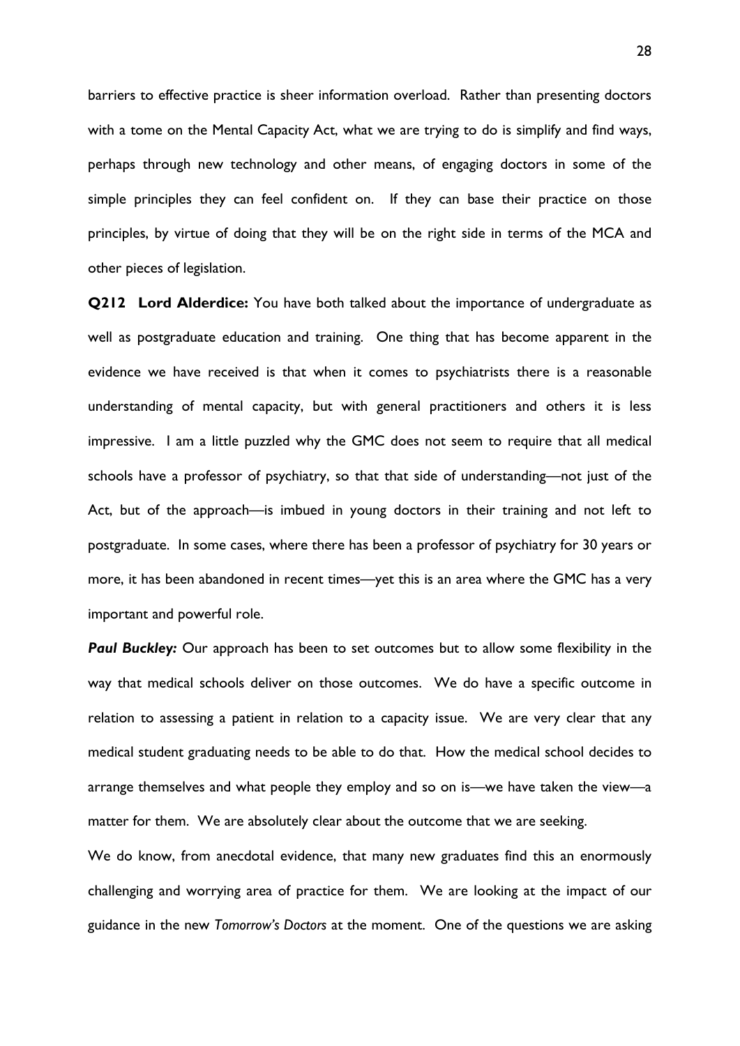barriers to effective practice is sheer information overload. Rather than presenting doctors with a tome on the Mental Capacity Act, what we are trying to do is simplify and find ways, perhaps through new technology and other means, of engaging doctors in some of the simple principles they can feel confident on. If they can base their practice on those principles, by virtue of doing that they will be on the right side in terms of the MCA and other pieces of legislation.

**Q212 Lord Alderdice:** You have both talked about the importance of undergraduate as well as postgraduate education and training. One thing that has become apparent in the evidence we have received is that when it comes to psychiatrists there is a reasonable understanding of mental capacity, but with general practitioners and others it is less impressive. I am a little puzzled why the GMC does not seem to require that all medical schools have a professor of psychiatry, so that that side of understanding—not just of the Act, but of the approach—is imbued in young doctors in their training and not left to postgraduate. In some cases, where there has been a professor of psychiatry for 30 years or more, it has been abandoned in recent times—yet this is an area where the GMC has a very important and powerful role.

***Paul Buckley:*** Our approach has been to set outcomes but to allow some flexibility in the way that medical schools deliver on those outcomes. We do have a specific outcome in relation to assessing a patient in relation to a capacity issue. We are very clear that any medical student graduating needs to be able to do that. How the medical school decides to arrange themselves and what people they employ and so on is—we have taken the view—a matter for them. We are absolutely clear about the outcome that we are seeking.

We do know, from anecdotal evidence, that many new graduates find this an enormously challenging and worrying area of practice for them. We are looking at the impact of our guidance in the new *Tomorrow's Doctors* at the moment. One of the questions we are asking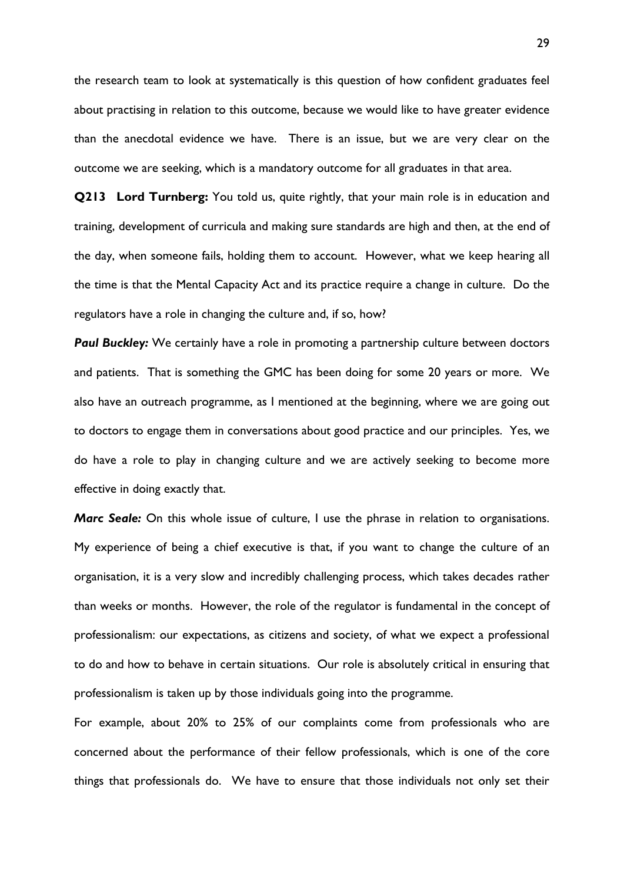the research team to look at systematically is this question of how confident graduates feel about practising in relation to this outcome, because we would like to have greater evidence than the anecdotal evidence we have. There is an issue, but we are very clear on the outcome we are seeking, which is a mandatory outcome for all graduates in that area.

**Q213 Lord Turnberg:** You told us, quite rightly, that your main role is in education and training, development of curricula and making sure standards are high and then, at the end of the day, when someone fails, holding them to account. However, what we keep hearing all the time is that the Mental Capacity Act and its practice require a change in culture. Do the regulators have a role in changing the culture and, if so, how?

***Paul Buckley:*** We certainly have a role in promoting a partnership culture between doctors and patients. That is something the GMC has been doing for some 20 years or more. We also have an outreach programme, as I mentioned at the beginning, where we are going out to doctors to engage them in conversations about good practice and our principles. Yes, we do have a role to play in changing culture and we are actively seeking to become more effective in doing exactly that.

***Marc Seale:*** On this whole issue of culture, I use the phrase in relation to organisations. My experience of being a chief executive is that, if you want to change the culture of an organisation, it is a very slow and incredibly challenging process, which takes decades rather than weeks or months. However, the role of the regulator is fundamental in the concept of professionalism: our expectations, as citizens and society, of what we expect a professional to do and how to behave in certain situations. Our role is absolutely critical in ensuring that professionalism is taken up by those individuals going into the programme.

For example, about 20% to 25% of our complaints come from professionals who are concerned about the performance of their fellow professionals, which is one of the core things that professionals do. We have to ensure that those individuals not only set their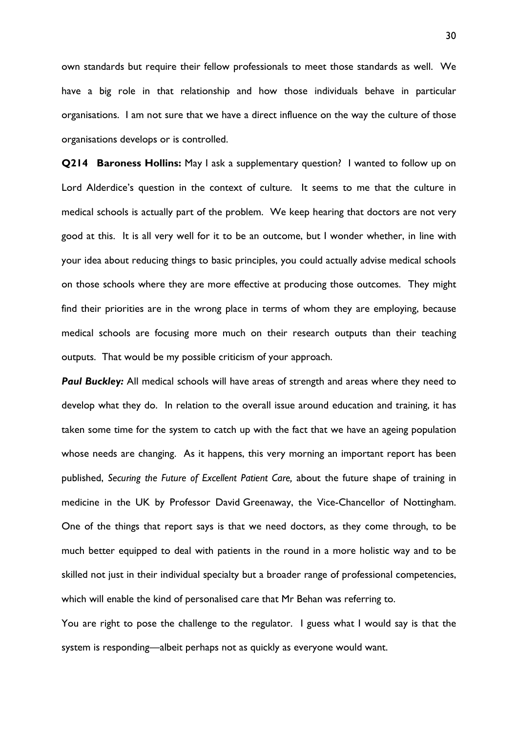own standards but require their fellow professionals to meet those standards as well. We have a big role in that relationship and how those individuals behave in particular organisations. I am not sure that we have a direct influence on the way the culture of those organisations develops or is controlled.

**Q214 Baroness Hollins:** May I ask a supplementary question? I wanted to follow up on Lord Alderdice's question in the context of culture. It seems to me that the culture in medical schools is actually part of the problem. We keep hearing that doctors are not very good at this. It is all very well for it to be an outcome, but I wonder whether, in line with your idea about reducing things to basic principles, you could actually advise medical schools on those schools where they are more effective at producing those outcomes. They might find their priorities are in the wrong place in terms of whom they are employing, because medical schools are focusing more much on their research outputs than their teaching outputs. That would be my possible criticism of your approach.

***Paul Buckley:*** All medical schools will have areas of strength and areas where they need to develop what they do. In relation to the overall issue around education and training, it has taken some time for the system to catch up with the fact that we have an ageing population whose needs are changing. As it happens, this very morning an important report has been published, *Securing the Future of Excellent Patient Care,* about the future shape of training in medicine in the UK by Professor David Greenaway, the Vice-Chancellor of Nottingham. One of the things that report says is that we need doctors, as they come through, to be much better equipped to deal with patients in the round in a more holistic way and to be skilled not just in their individual specialty but a broader range of professional competencies, which will enable the kind of personalised care that Mr Behan was referring to.

You are right to pose the challenge to the regulator. I guess what I would say is that the system is responding—albeit perhaps not as quickly as everyone would want.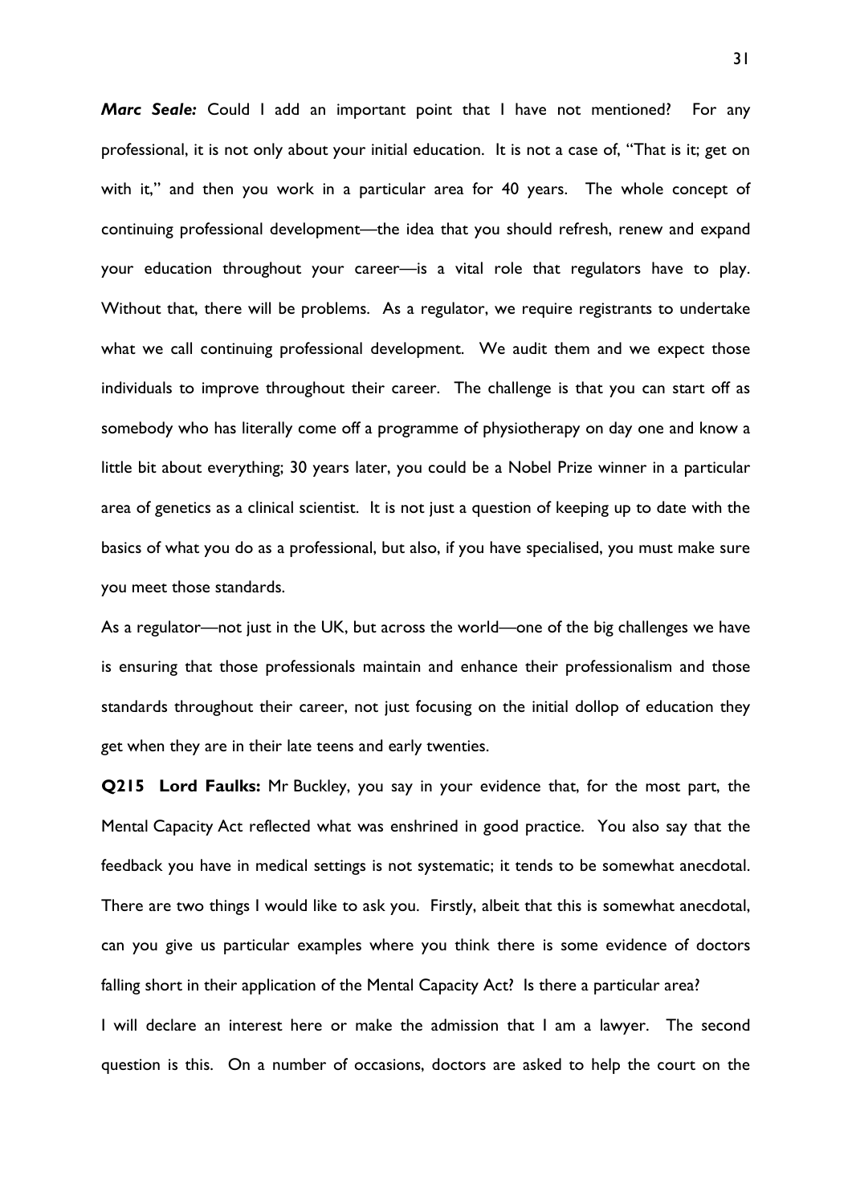***Marc Seale:*** Could I add an important point that I have not mentioned? For any professional, it is not only about your initial education. It is not a case of, "That is it; get on with it," and then you work in a particular area for 40 years. The whole concept of continuing professional development—the idea that you should refresh, renew and expand your education throughout your career—is a vital role that regulators have to play. Without that, there will be problems. As a regulator, we require registrants to undertake what we call continuing professional development. We audit them and we expect those individuals to improve throughout their career. The challenge is that you can start off as somebody who has literally come off a programme of physiotherapy on day one and know a little bit about everything; 30 years later, you could be a Nobel Prize winner in a particular area of genetics as a clinical scientist. It is not just a question of keeping up to date with the basics of what you do as a professional, but also, if you have specialised, you must make sure you meet those standards.

As a regulator—not just in the UK, but across the world—one of the big challenges we have is ensuring that those professionals maintain and enhance their professionalism and those standards throughout their career, not just focusing on the initial dollop of education they get when they are in their late teens and early twenties.

**Q215 Lord Faulks:** Mr Buckley, you say in your evidence that, for the most part, the Mental Capacity Act reflected what was enshrined in good practice. You also say that the feedback you have in medical settings is not systematic; it tends to be somewhat anecdotal. There are two things I would like to ask you. Firstly, albeit that this is somewhat anecdotal, can you give us particular examples where you think there is some evidence of doctors falling short in their application of the Mental Capacity Act? Is there a particular area?

I will declare an interest here or make the admission that I am a lawyer. The second question is this. On a number of occasions, doctors are asked to help the court on the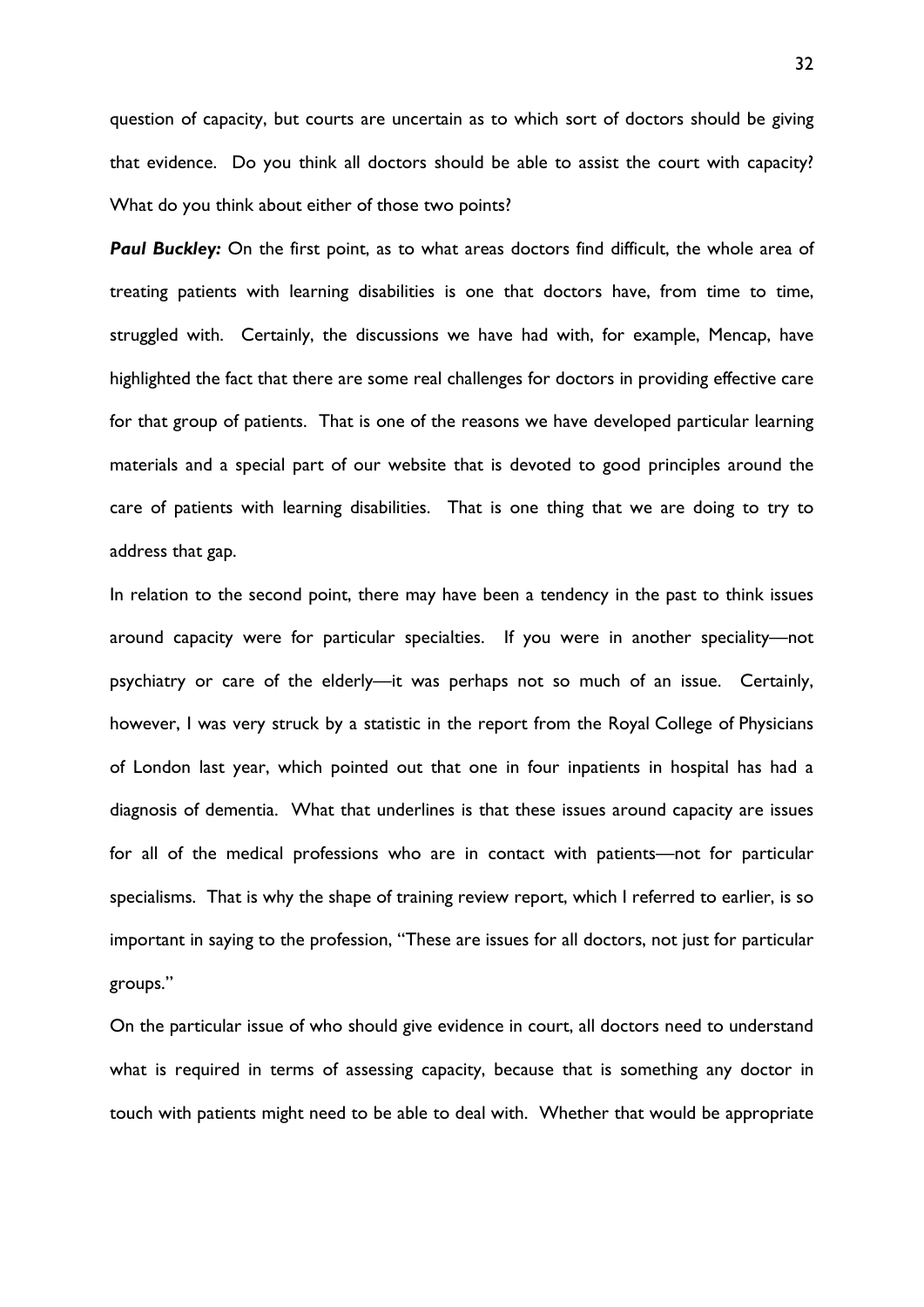question of capacity, but courts are uncertain as to which sort of doctors should be giving that evidence. Do you think all doctors should be able to assist the court with capacity? What do you think about either of those two points?

***Paul Buckley:*** On the first point, as to what areas doctors find difficult, the whole area of treating patients with learning disabilities is one that doctors have, from time to time, struggled with. Certainly, the discussions we have had with, for example, Mencap, have highlighted the fact that there are some real challenges for doctors in providing effective care for that group of patients. That is one of the reasons we have developed particular learning materials and a special part of our website that is devoted to good principles around the care of patients with learning disabilities. That is one thing that we are doing to try to address that gap.

In relation to the second point, there may have been a tendency in the past to think issues around capacity were for particular specialties. If you were in another speciality—not psychiatry or care of the elderly—it was perhaps not so much of an issue. Certainly, however, I was very struck by a statistic in the report from the Royal College of Physicians of London last year, which pointed out that one in four inpatients in hospital has had a diagnosis of dementia. What that underlines is that these issues around capacity are issues for all of the medical professions who are in contact with patients—not for particular specialisms. That is why the shape of training review report, which I referred to earlier, is so important in saying to the profession, "These are issues for all doctors, not just for particular groups."

On the particular issue of who should give evidence in court, all doctors need to understand what is required in terms of assessing capacity, because that is something any doctor in touch with patients might need to be able to deal with. Whether that would be appropriate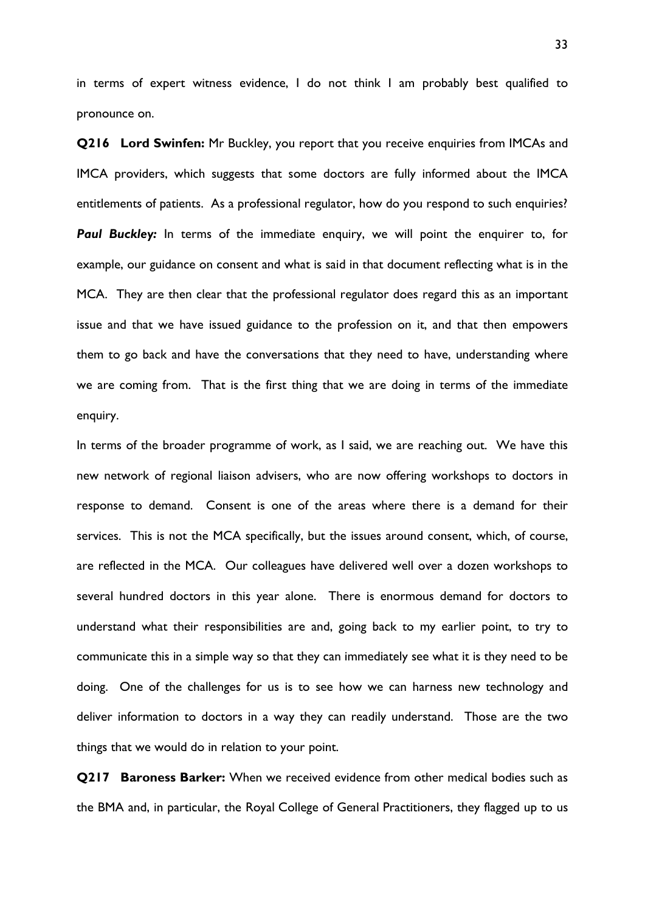in terms of expert witness evidence, I do not think I am probably best qualified to pronounce on.

**Q216 Lord Swinfen:** Mr Buckley, you report that you receive enquiries from IMCAs and IMCA providers, which suggests that some doctors are fully informed about the IMCA entitlements of patients. As a professional regulator, how do you respond to such enquiries?

***Paul Buckley:*** In terms of the immediate enquiry, we will point the enquirer to, for example, our guidance on consent and what is said in that document reflecting what is in the MCA. They are then clear that the professional regulator does regard this as an important issue and that we have issued guidance to the profession on it, and that then empowers them to go back and have the conversations that they need to have, understanding where we are coming from. That is the first thing that we are doing in terms of the immediate enquiry.

In terms of the broader programme of work, as I said, we are reaching out. We have this new network of regional liaison advisers, who are now offering workshops to doctors in response to demand. Consent is one of the areas where there is a demand for their services. This is not the MCA specifically, but the issues around consent, which, of course, are reflected in the MCA. Our colleagues have delivered well over a dozen workshops to several hundred doctors in this year alone. There is enormous demand for doctors to understand what their responsibilities are and, going back to my earlier point, to try to communicate this in a simple way so that they can immediately see what it is they need to be doing. One of the challenges for us is to see how we can harness new technology and deliver information to doctors in a way they can readily understand. Those are the two things that we would do in relation to your point.

**Q217 Baroness Barker:** When we received evidence from other medical bodies such as the BMA and, in particular, the Royal College of General Practitioners, they flagged up to us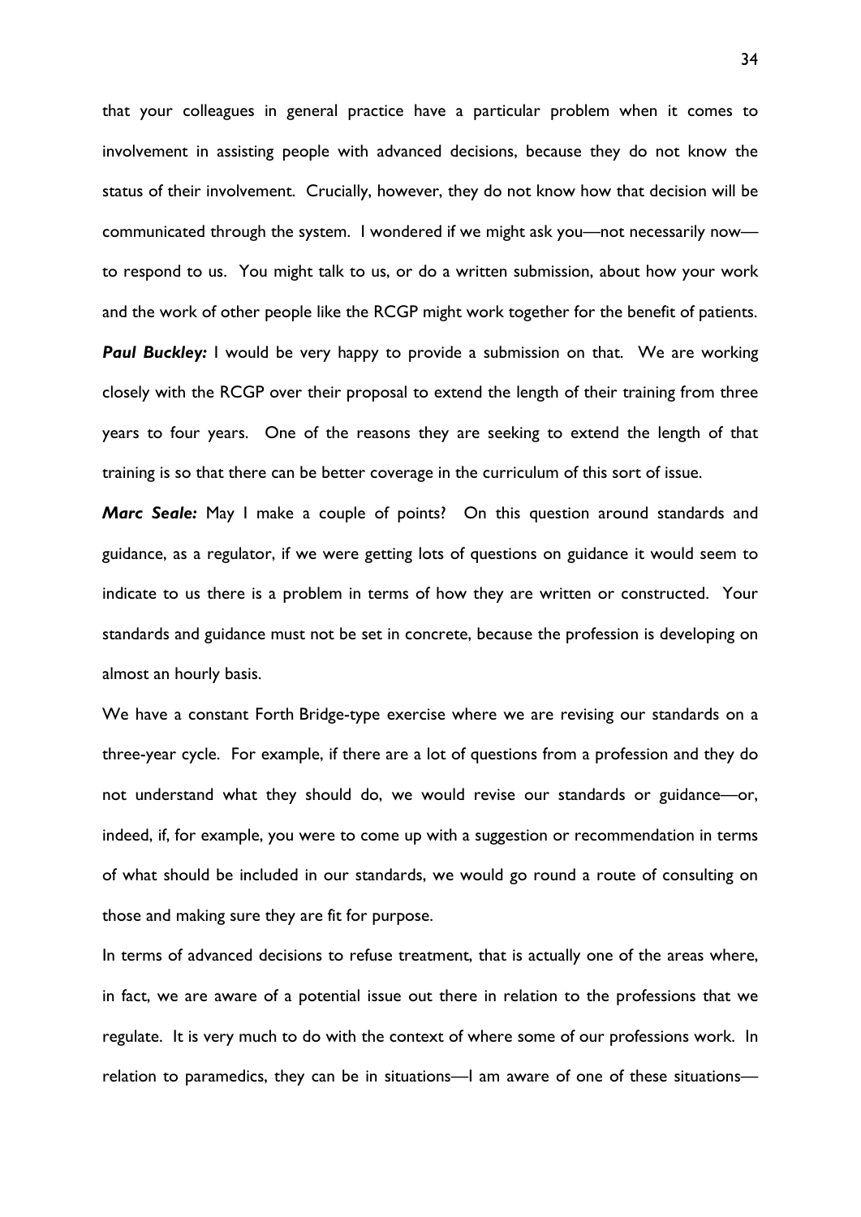that your colleagues in general practice have a particular problem when it comes to involvement in assisting people with advanced decisions, because they do not know the status of their involvement. Crucially, however, they do not know how that decision will be communicated through the system. I wondered if we might ask you—not necessarily now—to respond to us. You might talk to us, or do a written submission, about how your work and the work of other people like the RCGP might work together for the benefit of patients.

***Paul Buckley:*** I would be very happy to provide a submission on that. We are working closely with the RCGP over their proposal to extend the length of their training from three years to four years. One of the reasons they are seeking to extend the length of that training is so that there can be better coverage in the curriculum of this sort of issue.

***Marc Seale:*** May I make a couple of points? On this question around standards and guidance, as a regulator, if we were getting lots of questions on guidance it would seem to indicate to us there is a problem in terms of how they are written or constructed. Your standards and guidance must not be set in concrete, because the profession is developing on almost an hourly basis.

We have a constant Forth Bridge-type exercise where we are revising our standards on a three-year cycle. For example, if there are a lot of questions from a profession and they do not understand what they should do, we would revise our standards or guidance—or, indeed, if, for example, you were to come up with a suggestion or recommendation in terms of what should be included in our standards, we would go round a route of consulting on those and making sure they are fit for purpose.

In terms of advanced decisions to refuse treatment, that is actually one of the areas where, in fact, we are aware of a potential issue out there in relation to the professions that we regulate. It is very much to do with the context of where some of our professions work. In relation to paramedics, they can be in situations—I am aware of one of these situations—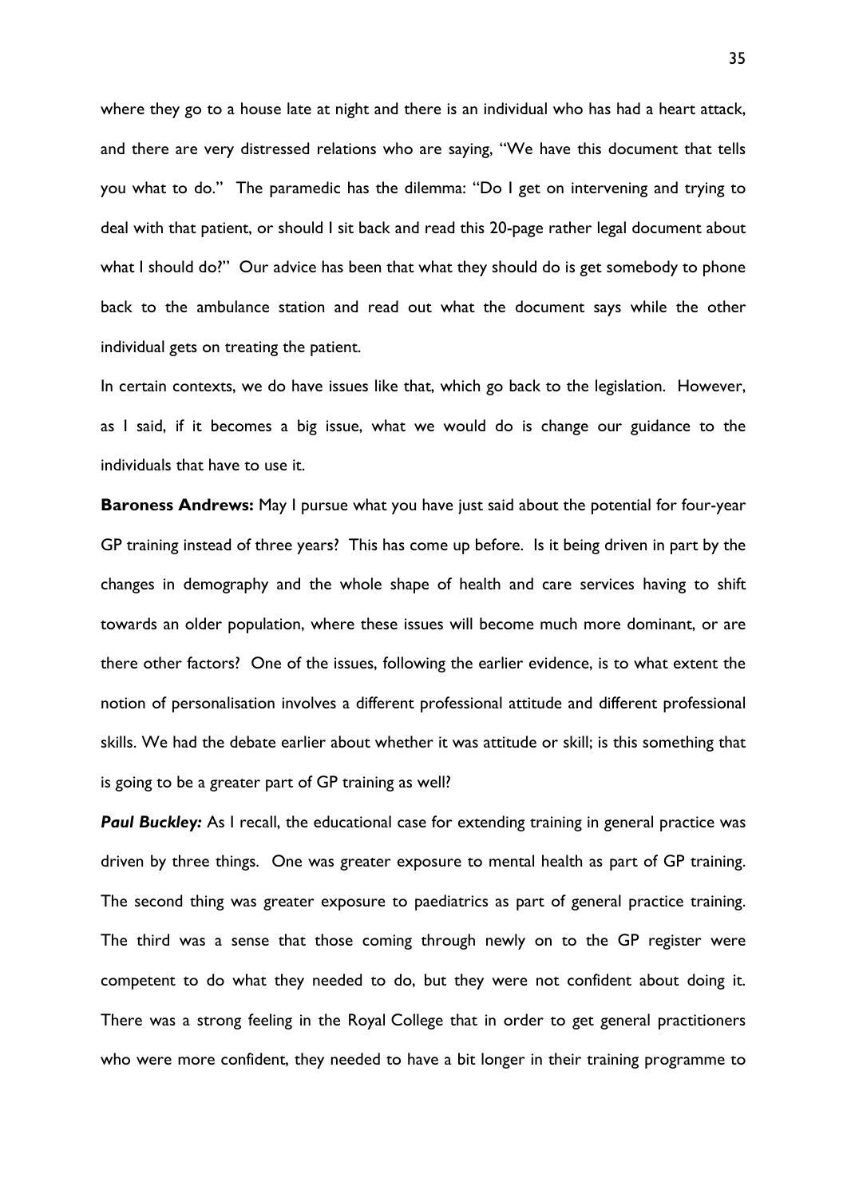where they go to a house late at night and there is an individual who has had a heart attack, and there are very distressed relations who are saying, "We have this document that tells you what to do." The paramedic has the dilemma: "Do I get on intervening and trying to deal with that patient, or should I sit back and read this 20-page rather legal document about what I should do?" Our advice has been that what they should do is get somebody to phone back to the ambulance station and read out what the document says while the other individual gets on treating the patient.

In certain contexts, we do have issues like that, which go back to the legislation. However, as I said, if it becomes a big issue, what we would do is change our guidance to the individuals that have to use it.

**Baroness Andrews:** May I pursue what you have just said about the potential for four-year GP training instead of three years? This has come up before. Is it being driven in part by the changes in demography and the whole shape of health and care services having to shift towards an older population, where these issues will become much more dominant, or are there other factors? One of the issues, following the earlier evidence, is to what extent the notion of personalisation involves a different professional attitude and different professional skills. We had the debate earlier about whether it was attitude or skill; is this something that is going to be a greater part of GP training as well?

***Paul Buckley:*** As I recall, the educational case for extending training in general practice was driven by three things. One was greater exposure to mental health as part of GP training. The second thing was greater exposure to paediatrics as part of general practice training. The third was a sense that those coming through newly on to the GP register were competent to do what they needed to do, but they were not confident about doing it. There was a strong feeling in the Royal College that in order to get general practitioners who were more confident, they needed to have a bit longer in their training programme to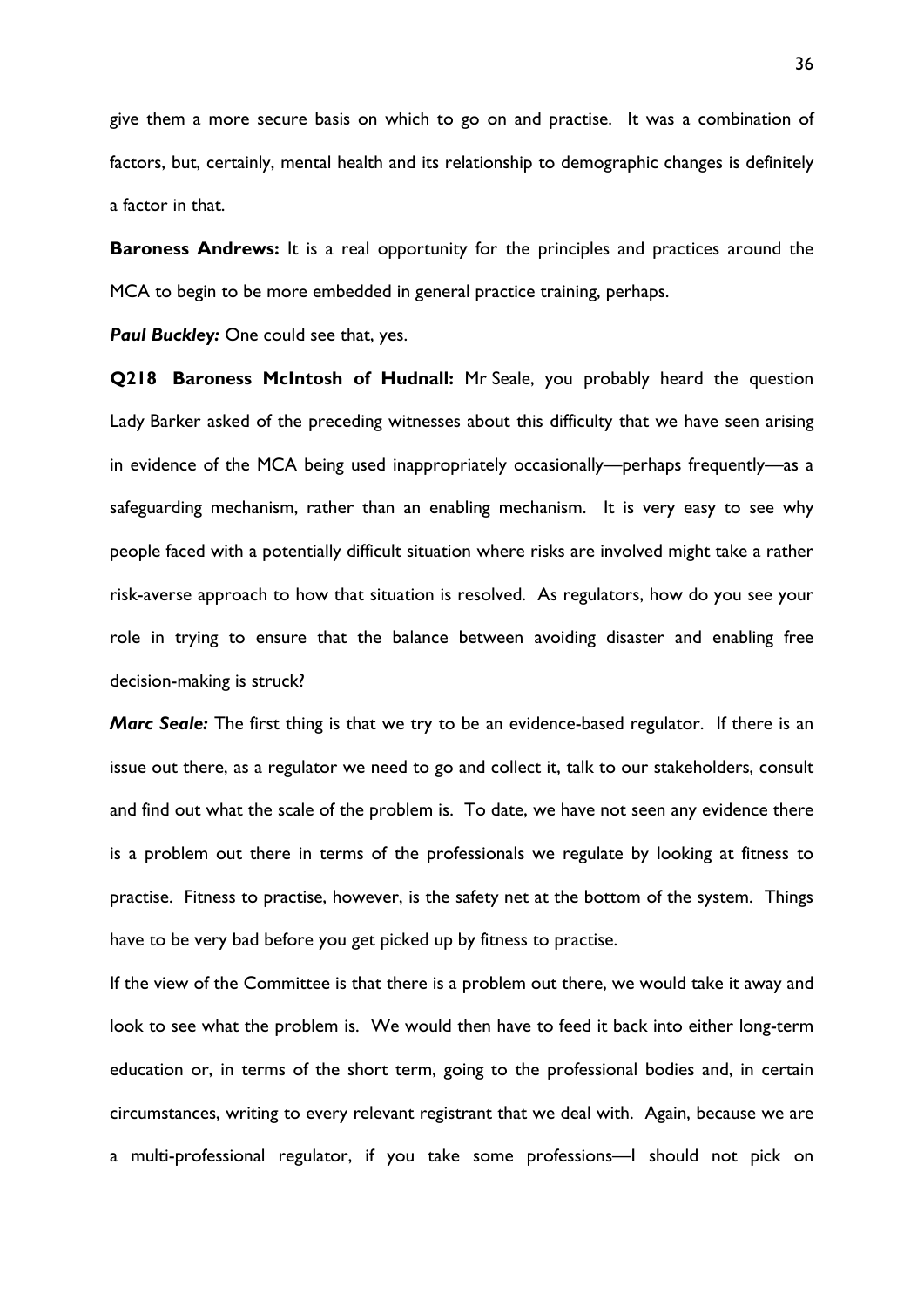give them a more secure basis on which to go on and practise. It was a combination of factors, but, certainly, mental health and its relationship to demographic changes is definitely a factor in that.

**Baroness Andrews:** It is a real opportunity for the principles and practices around the MCA to begin to be more embedded in general practice training, perhaps.

***Paul Buckley:*** One could see that, yes.

**Q218 Baroness McIntosh of Hudnall:** Mr Seale, you probably heard the question Lady Barker asked of the preceding witnesses about this difficulty that we have seen arising in evidence of the MCA being used inappropriately occasionally—perhaps frequently—as a safeguarding mechanism, rather than an enabling mechanism. It is very easy to see why people faced with a potentially difficult situation where risks are involved might take a rather risk-averse approach to how that situation is resolved. As regulators, how do you see your role in trying to ensure that the balance between avoiding disaster and enabling free decision-making is struck?

***Marc Seale:*** The first thing is that we try to be an evidence-based regulator. If there is an issue out there, as a regulator we need to go and collect it, talk to our stakeholders, consult and find out what the scale of the problem is. To date, we have not seen any evidence there is a problem out there in terms of the professionals we regulate by looking at fitness to practise. Fitness to practise, however, is the safety net at the bottom of the system. Things have to be very bad before you get picked up by fitness to practise.

If the view of the Committee is that there is a problem out there, we would take it away and look to see what the problem is. We would then have to feed it back into either long-term education or, in terms of the short term, going to the professional bodies and, in certain circumstances, writing to every relevant registrant that we deal with. Again, because we are a multi-professional regulator, if you take some professions—I should not pick on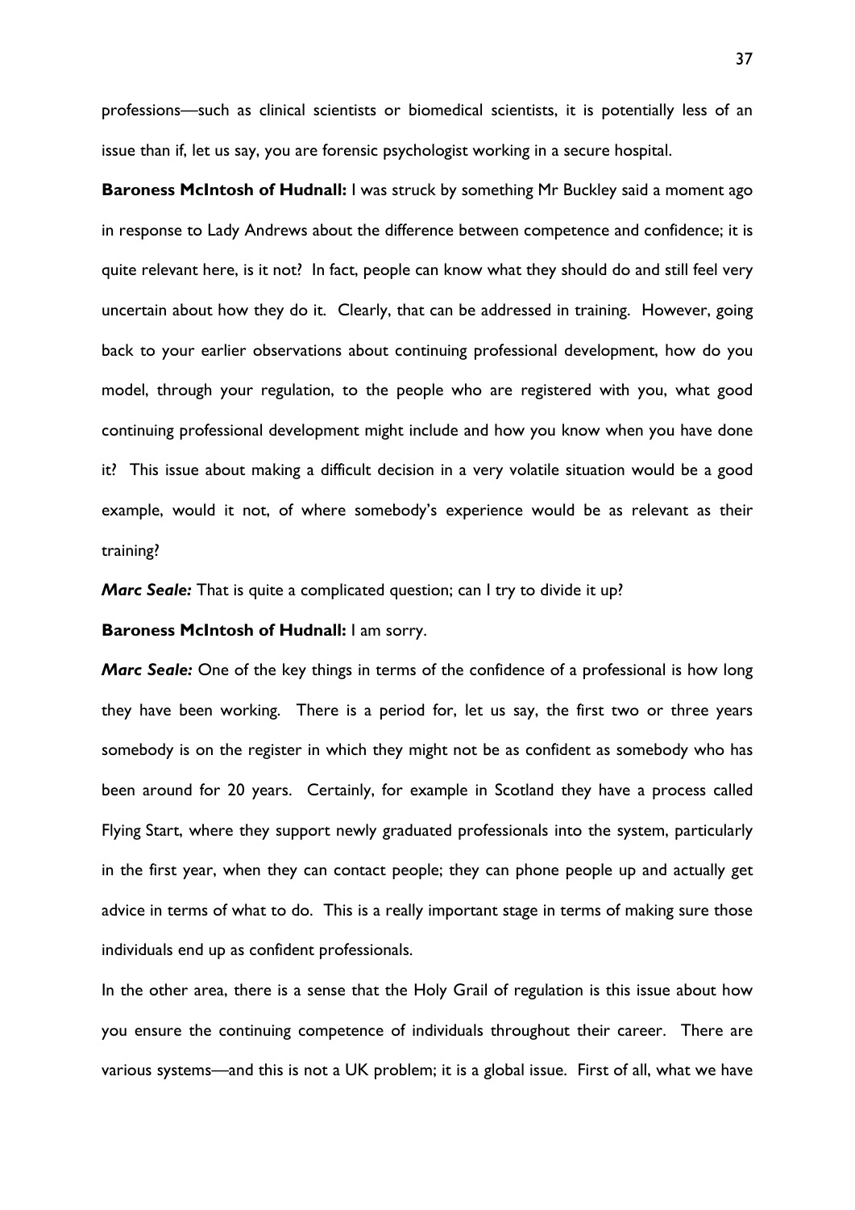professions—such as clinical scientists or biomedical scientists, it is potentially less of an issue than if, let us say, you are forensic psychologist working in a secure hospital.

**Baroness McIntosh of Hudnall:** I was struck by something Mr Buckley said a moment ago in response to Lady Andrews about the difference between competence and confidence; it is quite relevant here, is it not? In fact, people can know what they should do and still feel very uncertain about how they do it. Clearly, that can be addressed in training. However, going back to your earlier observations about continuing professional development, how do you model, through your regulation, to the people who are registered with you, what good continuing professional development might include and how you know when you have done it? This issue about making a difficult decision in a very volatile situation would be a good example, would it not, of where somebody's experience would be as relevant as their training?

***Marc Seale:*** That is quite a complicated question; can I try to divide it up?

**Baroness McIntosh of Hudnall:** I am sorry.

***Marc Seale:*** One of the key things in terms of the confidence of a professional is how long they have been working. There is a period for, let us say, the first two or three years somebody is on the register in which they might not be as confident as somebody who has been around for 20 years. Certainly, for example in Scotland they have a process called Flying Start, where they support newly graduated professionals into the system, particularly in the first year, when they can contact people; they can phone people up and actually get advice in terms of what to do. This is a really important stage in terms of making sure those individuals end up as confident professionals.

In the other area, there is a sense that the Holy Grail of regulation is this issue about how you ensure the continuing competence of individuals throughout their career. There are various systems—and this is not a UK problem; it is a global issue. First of all, what we have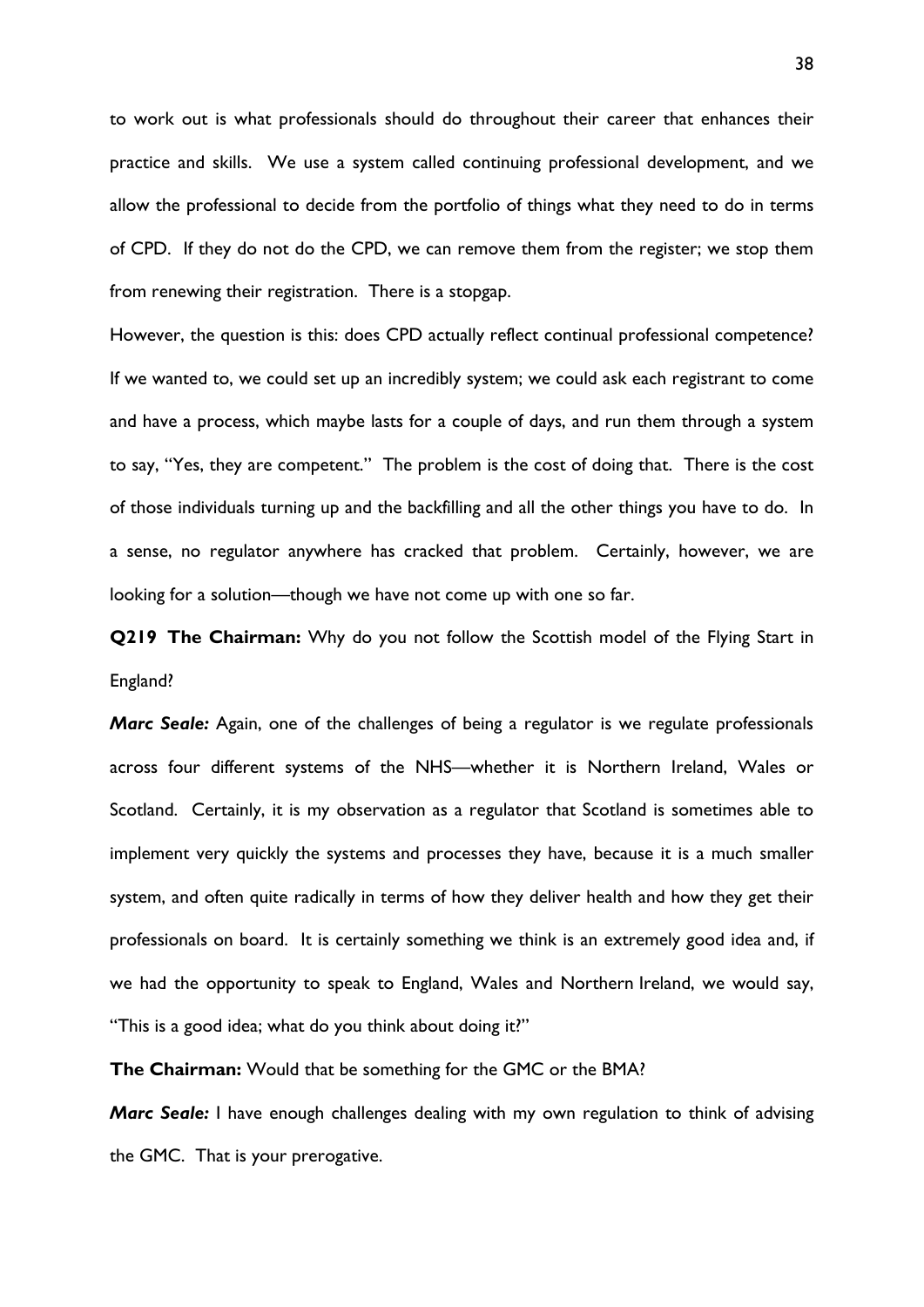to work out is what professionals should do throughout their career that enhances their practice and skills. We use a system called continuing professional development, and we allow the professional to decide from the portfolio of things what they need to do in terms of CPD. If they do not do the CPD, we can remove them from the register; we stop them from renewing their registration. There is a stopgap.

However, the question is this: does CPD actually reflect continual professional competence? If we wanted to, we could set up an incredibly system; we could ask each registrant to come and have a process, which maybe lasts for a couple of days, and run them through a system to say, "Yes, they are competent." The problem is the cost of doing that. There is the cost of those individuals turning up and the backfilling and all the other things you have to do. In a sense, no regulator anywhere has cracked that problem. Certainly, however, we are looking for a solution—though we have not come up with one so far.

**Q219 The Chairman:** Why do you not follow the Scottish model of the Flying Start in England?

***Marc Seale:*** Again, one of the challenges of being a regulator is we regulate professionals across four different systems of the NHS—whether it is Northern Ireland, Wales or Scotland. Certainly, it is my observation as a regulator that Scotland is sometimes able to implement very quickly the systems and processes they have, because it is a much smaller system, and often quite radically in terms of how they deliver health and how they get their professionals on board. It is certainly something we think is an extremely good idea and, if we had the opportunity to speak to England, Wales and Northern Ireland, we would say, "This is a good idea; what do you think about doing it?"

**The Chairman:** Would that be something for the GMC or the BMA?

***Marc Seale:*** I have enough challenges dealing with my own regulation to think of advising the GMC. That is your prerogative.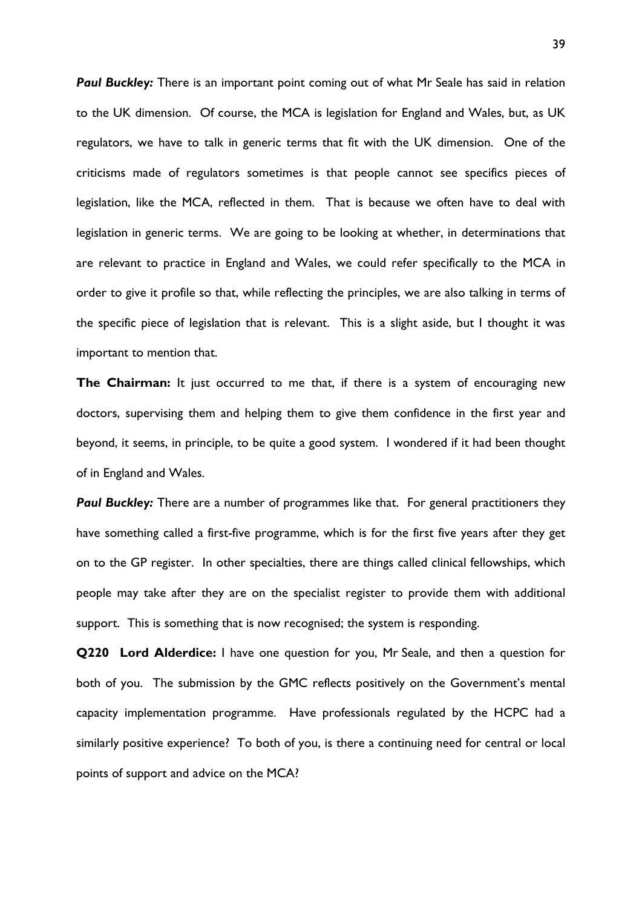***Paul Buckley:*** There is an important point coming out of what Mr Seale has said in relation to the UK dimension. Of course, the MCA is legislation for England and Wales, but, as UK regulators, we have to talk in generic terms that fit with the UK dimension. One of the criticisms made of regulators sometimes is that people cannot see specifics pieces of legislation, like the MCA, reflected in them. That is because we often have to deal with legislation in generic terms. We are going to be looking at whether, in determinations that are relevant to practice in England and Wales, we could refer specifically to the MCA in order to give it profile so that, while reflecting the principles, we are also talking in terms of the specific piece of legislation that is relevant. This is a slight aside, but I thought it was important to mention that.

**The Chairman:** It just occurred to me that, if there is a system of encouraging new doctors, supervising them and helping them to give them confidence in the first year and beyond, it seems, in principle, to be quite a good system. I wondered if it had been thought of in England and Wales.

***Paul Buckley:*** There are a number of programmes like that. For general practitioners they have something called a first-five programme, which is for the first five years after they get on to the GP register. In other specialties, there are things called clinical fellowships, which people may take after they are on the specialist register to provide them with additional support. This is something that is now recognised; the system is responding.

**Q220 Lord Alderdice:** I have one question for you, Mr Seale, and then a question for both of you. The submission by the GMC reflects positively on the Government's mental capacity implementation programme. Have professionals regulated by the HCPC had a similarly positive experience? To both of you, is there a continuing need for central or local points of support and advice on the MCA?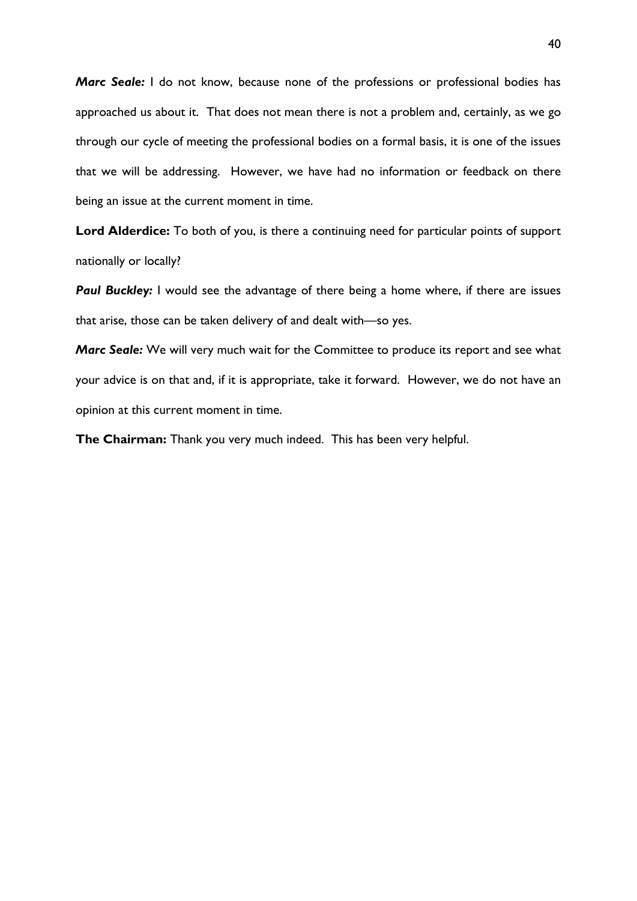***Marc Seale:*** I do not know, because none of the professions or professional bodies has approached us about it. That does not mean there is not a problem and, certainly, as we go through our cycle of meeting the professional bodies on a formal basis, it is one of the issues that we will be addressing. However, we have had no information or feedback on there being an issue at the current moment in time.

**Lord Alderdice:** To both of you, is there a continuing need for particular points of support nationally or locally?

***Paul Buckley:*** I would see the advantage of there being a home where, if there are issues that arise, those can be taken delivery of and dealt with—so yes.

***Marc Seale:*** We will very much wait for the Committee to produce its report and see what your advice is on that and, if it is appropriate, take it forward. However, we do not have an opinion at this current moment in time.

**The Chairman:** Thank you very much indeed. This has been very helpful.